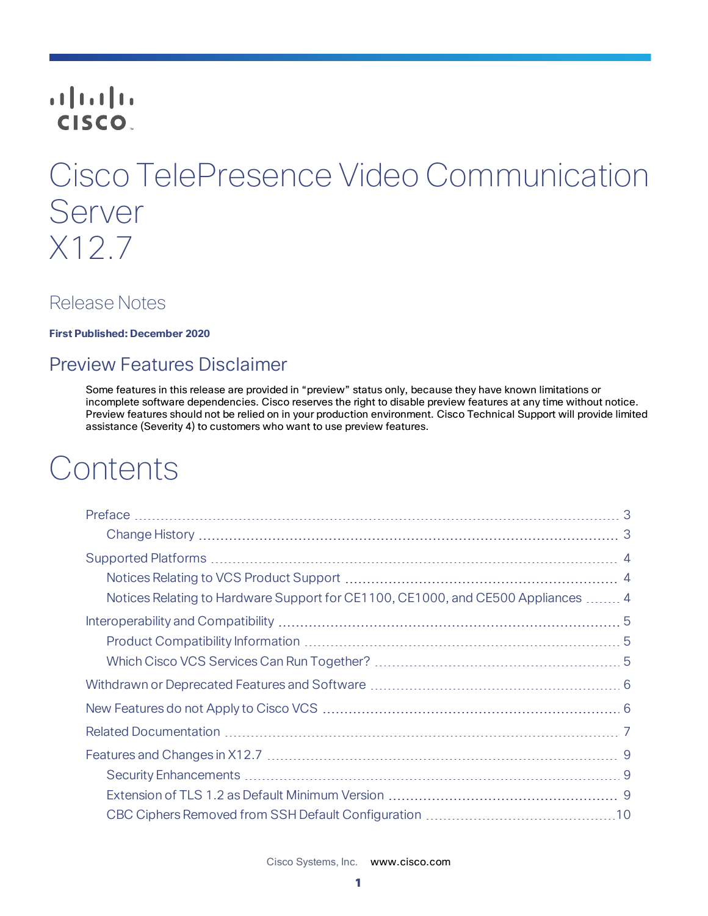# Cisco TelePresence Video Communication Server X12.7

## Release Notes

**First Published: December 2020**

## Preview Features Disclaimer

Some features in this release are provided in "preview" status only, because they have known limitations or incomplete software dependencies. Cisco reserves the right to disable preview features at any time without notice. Preview features should not be relied on in your production environment. Cisco Technical Support will provide limited assistance (Severity 4) to customers who want to use preview features.

# Contents

- Preface ... 3
  - Change History ... 3
- Supported Platforms ... 4
  - Notices Relating to VCS Product Support ... 4
  - Notices Relating to Hardware Support for CE1100, CE1000, and CE500 Appliances ... 4
- Interoperability and Compatibility ... 5
  - Product Compatibility Information ... 5
  - Which Cisco VCS Services Can Run Together? ... 5
- Withdrawn or Deprecated Features and Software ... 6
- New Features do not Apply to Cisco VCS ... 6
- Related Documentation ... 7
- Features and Changes in X12.7 ... 9
  - Security Enhancements ... 9
  - Extension of TLS 1.2 as Default Minimum Version ... 9
  - CBC Ciphers Removed from SSH Default Configuration ... 10

Cisco Systems, Inc. www.cisco.com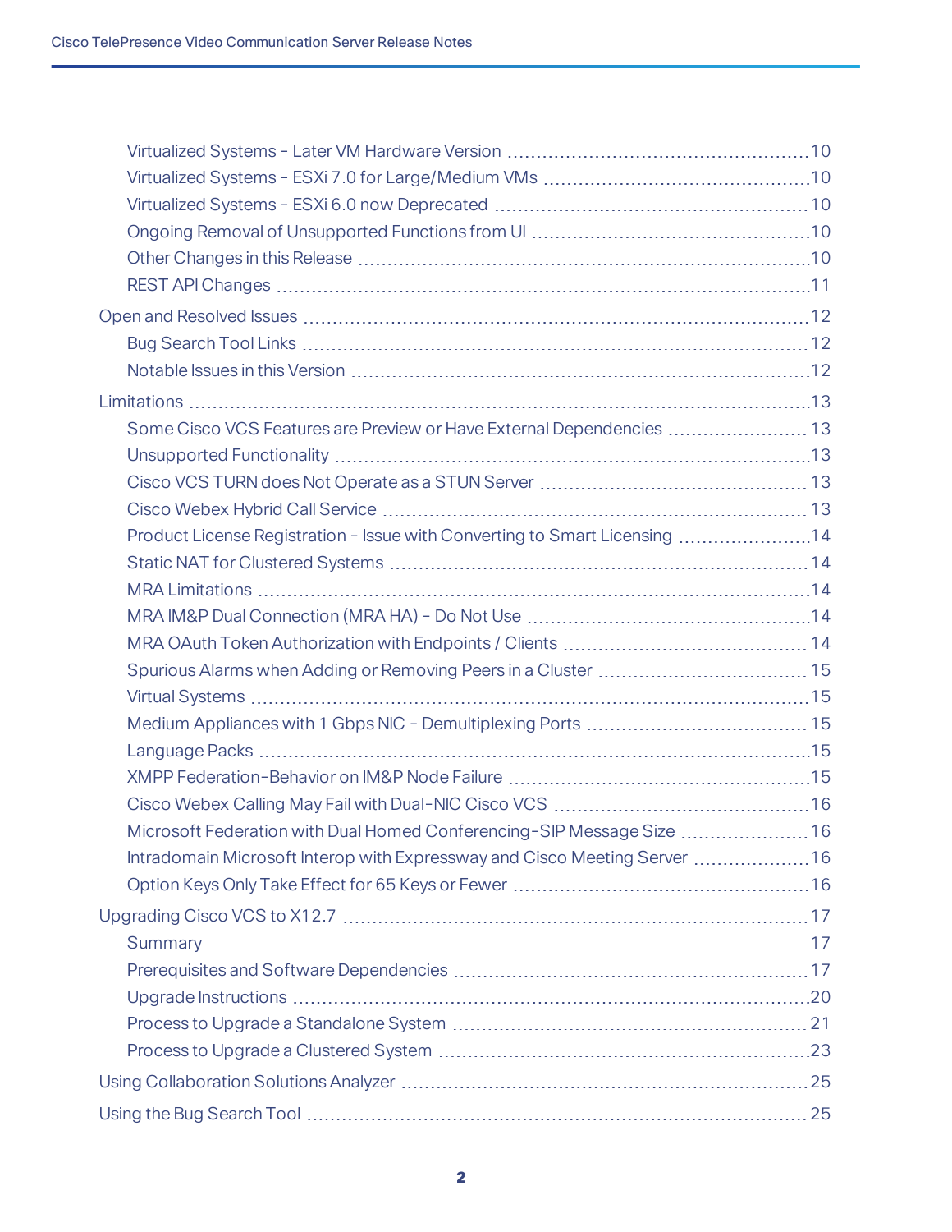- Virtualized Systems - Later VM Hardware Version ..... 10
- Virtualized Systems - ESXi 7.0 for Large/Medium VMs ..... 10
- Virtualized Systems - ESXi 6.0 now Deprecated ..... 10
- Ongoing Removal of Unsupported Functions from UI ..... 10
- Other Changes in this Release ..... 10
- REST API Changes ..... 11

Open and Resolved Issues ..... 12

- Bug Search Tool Links ..... 12
- Notable Issues in this Version ..... 12

Limitations ..... 13

- Some Cisco VCS Features are Preview or Have External Dependencies ..... 13
- Unsupported Functionality ..... 13
- Cisco VCS TURN does Not Operate as a STUN Server ..... 13
- Cisco Webex Hybrid Call Service ..... 13
- Product License Registration - Issue with Converting to Smart Licensing ..... 14
- Static NAT for Clustered Systems ..... 14
- MRA Limitations ..... 14
- MRA IM&P Dual Connection (MRA HA) - Do Not Use ..... 14
- MRA OAuth Token Authorization with Endpoints / Clients ..... 14
- Spurious Alarms when Adding or Removing Peers in a Cluster ..... 15
- Virtual Systems ..... 15
- Medium Appliances with 1 Gbps NIC - Demultiplexing Ports ..... 15
- Language Packs ..... 15
- XMPP Federation-Behavior on IM&P Node Failure ..... 15
- Cisco Webex Calling May Fail with Dual-NIC Cisco VCS ..... 16
- Microsoft Federation with Dual Homed Conferencing-SIP Message Size ..... 16
- Intradomain Microsoft Interop with Expressway and Cisco Meeting Server ..... 16
- Option Keys Only Take Effect for 65 Keys or Fewer ..... 16

Upgrading Cisco VCS to X12.7 ..... 17

- Summary ..... 17
- Prerequisites and Software Dependencies ..... 17
- Upgrade Instructions ..... 20
- Process to Upgrade a Standalone System ..... 21
- Process to Upgrade a Clustered System ..... 23

Using Collaboration Solutions Analyzer ..... 25

Using the Bug Search Tool ..... 25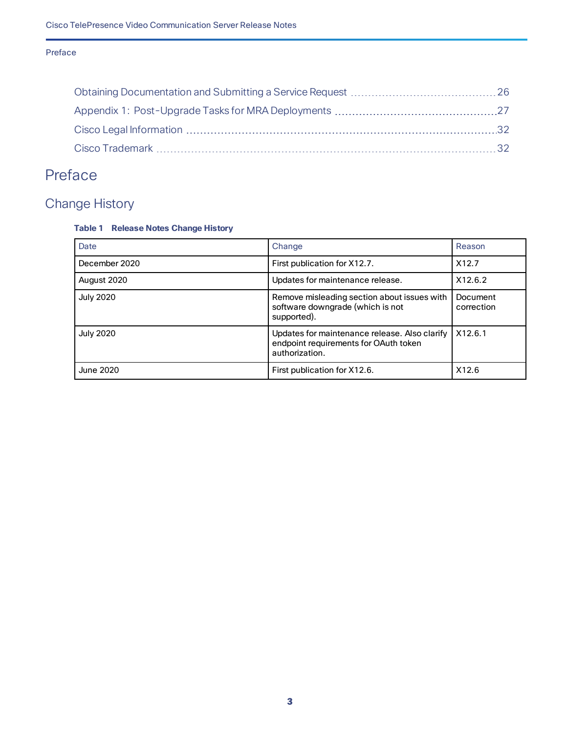Obtaining Documentation and Submitting a Service Request 26

Appendix 1: Post-Upgrade Tasks for MRA Deployments 27

Cisco Legal Information 32

Cisco Trademark 32

# Preface

## Change History

**Table 1 Release Notes Change History**

| Date | Change | Reason |
|---|---|---|
| December 2020 | First publication for X12.7. | X12.7 |
| August 2020 | Updates for maintenance release. | X12.6.2 |
| July 2020 | Remove misleading section about issues with software downgrade (which is not supported). | Document correction |
| July 2020 | Updates for maintenance release. Also clarify endpoint requirements for OAuth token authorization. | X12.6.1 |
| June 2020 | First publication for X12.6. | X12.6 |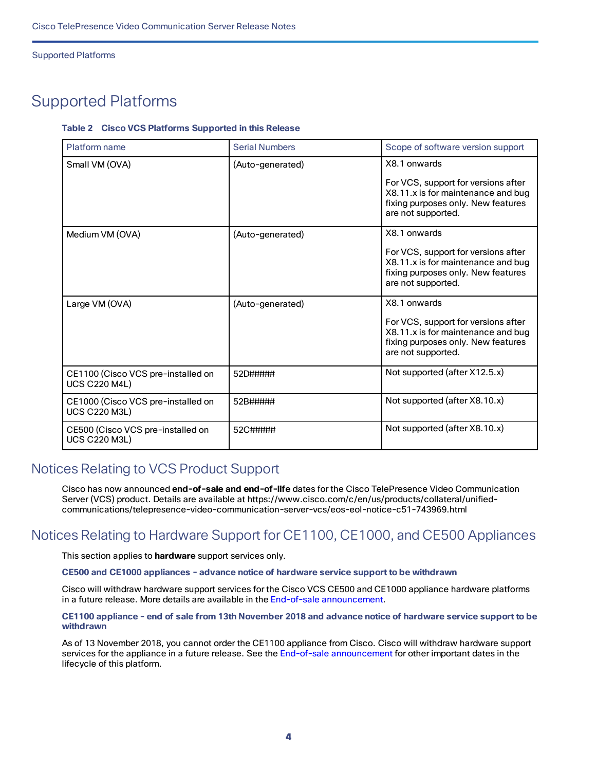# Supported Platforms

**Table 2 Cisco VCS Platforms Supported in this Release**

| Platform name | Serial Numbers | Scope of software version support |
|---|---|---|
| Small VM (OVA) | (Auto-generated) | X8.1 onwards<br><br>For VCS, support for versions after X8.11.x is for maintenance and bug fixing purposes only. New features are not supported. |
| Medium VM (OVA) | (Auto-generated) | X8.1 onwards<br><br>For VCS, support for versions after X8.11.x is for maintenance and bug fixing purposes only. New features are not supported. |
| Large VM (OVA) | (Auto-generated) | X8.1 onwards<br><br>For VCS, support for versions after X8.11.x is for maintenance and bug fixing purposes only. New features are not supported. |
| CE1100 (Cisco VCS pre-installed on UCS C220 M4L) | 52D##### | Not supported (after X12.5.x) |
| CE1000 (Cisco VCS pre-installed on UCS C220 M3L) | 52B##### | Not supported (after X8.10.x) |
| CE500 (Cisco VCS pre-installed on UCS C220 M3L) | 52C##### | Not supported (after X8.10.x) |

## Notices Relating to VCS Product Support

Cisco has now announced **end-of-sale and end-of-life** dates for the Cisco TelePresence Video Communication Server (VCS) product. Details are available at https://www.cisco.com/c/en/us/products/collateral/unified-communications/telepresence-video-communication-server-vcs/eos-eol-notice-c51-743969.html

## Notices Relating to Hardware Support for CE1100, CE1000, and CE500 Appliances

This section applies to **hardware** support services only.

**CE500 and CE1000 appliances - advance notice of hardware service support to be withdrawn**

Cisco will withdraw hardware support services for the Cisco VCS CE500 and CE1000 appliance hardware platforms in a future release. More details are available in the End-of-sale announcement.

**CE1100 appliance - end of sale from 13th November 2018 and advance notice of hardware service support to be withdrawn**

As of 13 November 2018, you cannot order the CE1100 appliance from Cisco. Cisco will withdraw hardware support services for the appliance in a future release. See the End-of-sale announcement for other important dates in the lifecycle of this platform.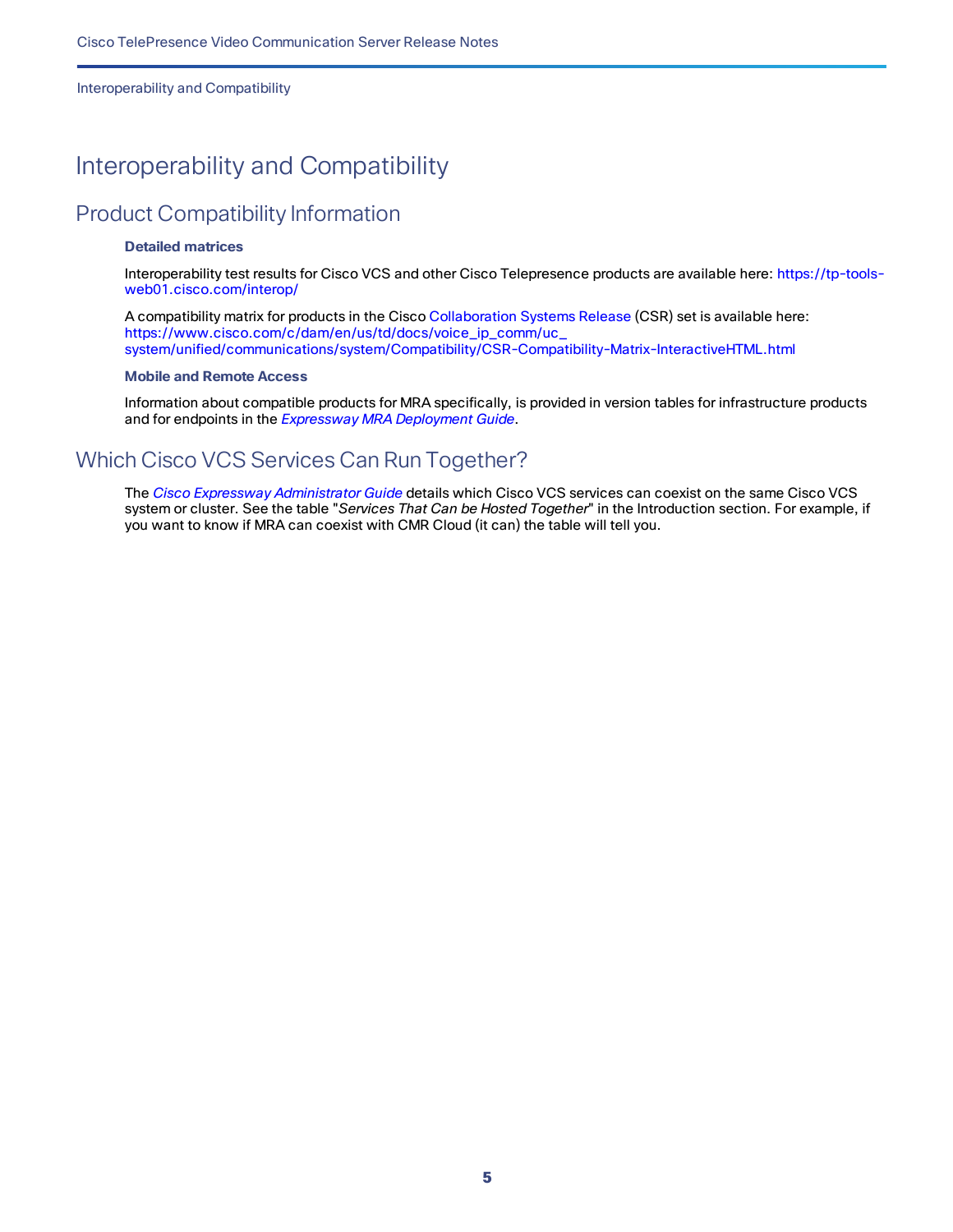# Interoperability and Compatibility

## Product Compatibility Information

**Detailed matrices**

Interoperability test results for Cisco VCS and other Cisco Telepresence products are available here: https://tp-tools-web01.cisco.com/interop/

A compatibility matrix for products in the Cisco Collaboration Systems Release (CSR) set is available here: https://www.cisco.com/c/dam/en/us/td/docs/voice_ip_comm/uc_system/unified/communications/system/Compatibility/CSR-Compatibility-Matrix-InteractiveHTML.html

**Mobile and Remote Access**

Information about compatible products for MRA specifically, is provided in version tables for infrastructure products and for endpoints in the *Expressway MRA Deployment Guide*.

## Which Cisco VCS Services Can Run Together?

The *Cisco Expressway Administrator Guide* details which Cisco VCS services can coexist on the same Cisco VCS system or cluster. See the table "*Services That Can be Hosted Together*" in the Introduction section. For example, if you want to know if MRA can coexist with CMR Cloud (it can) the table will tell you.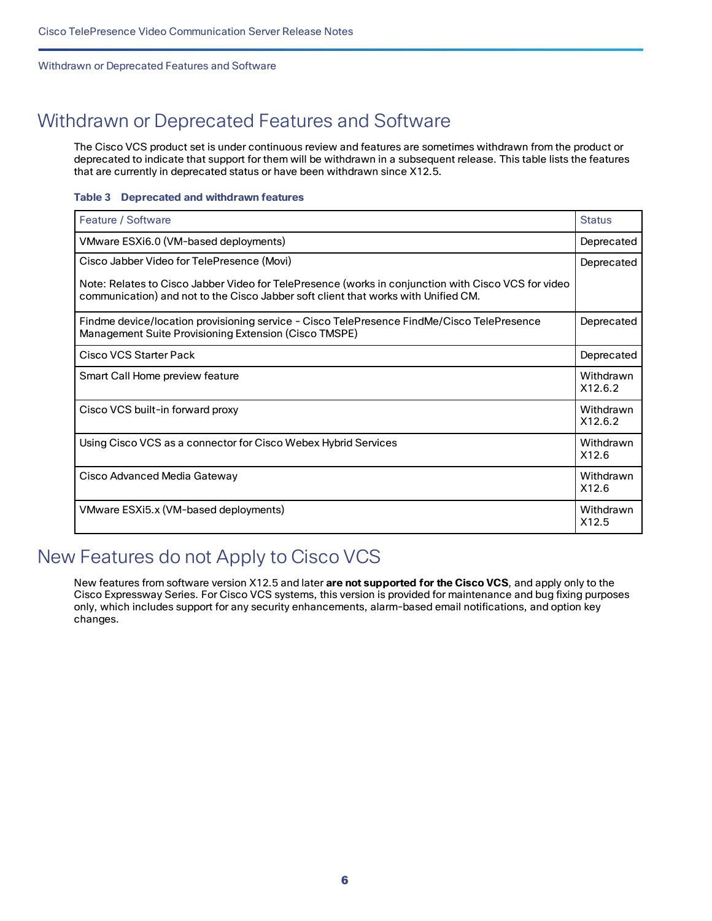# Withdrawn or Deprecated Features and Software

The Cisco VCS product set is under continuous review and features are sometimes withdrawn from the product or deprecated to indicate that support for them will be withdrawn in a subsequent release. This table lists the features that are currently in deprecated status or have been withdrawn since X12.5.

**Table 3 Deprecated and withdrawn features**

| Feature / Software | Status |
|---|---|
| VMware ESXi6.0 (VM-based deployments) | Deprecated |
| Cisco Jabber Video for TelePresence (Movi)<br><br>Note: Relates to Cisco Jabber Video for TelePresence (works in conjunction with Cisco VCS for video communication) and not to the Cisco Jabber soft client that works with Unified CM. | Deprecated |
| Findme device/location provisioning service - Cisco TelePresence FindMe/Cisco TelePresence Management Suite Provisioning Extension (Cisco TMSPE) | Deprecated |
| Cisco VCS Starter Pack | Deprecated |
| Smart Call Home preview feature | Withdrawn X12.6.2 |
| Cisco VCS built-in forward proxy | Withdrawn X12.6.2 |
| Using Cisco VCS as a connector for Cisco Webex Hybrid Services | Withdrawn X12.6 |
| Cisco Advanced Media Gateway | Withdrawn X12.6 |
| VMware ESXi5.x (VM-based deployments) | Withdrawn X12.5 |

# New Features do not Apply to Cisco VCS

New features from software version X12.5 and later **are not supported for the Cisco VCS**, and apply only to the Cisco Expressway Series. For Cisco VCS systems, this version is provided for maintenance and bug fixing purposes only, which includes support for any security enhancements, alarm-based email notifications, and option key changes.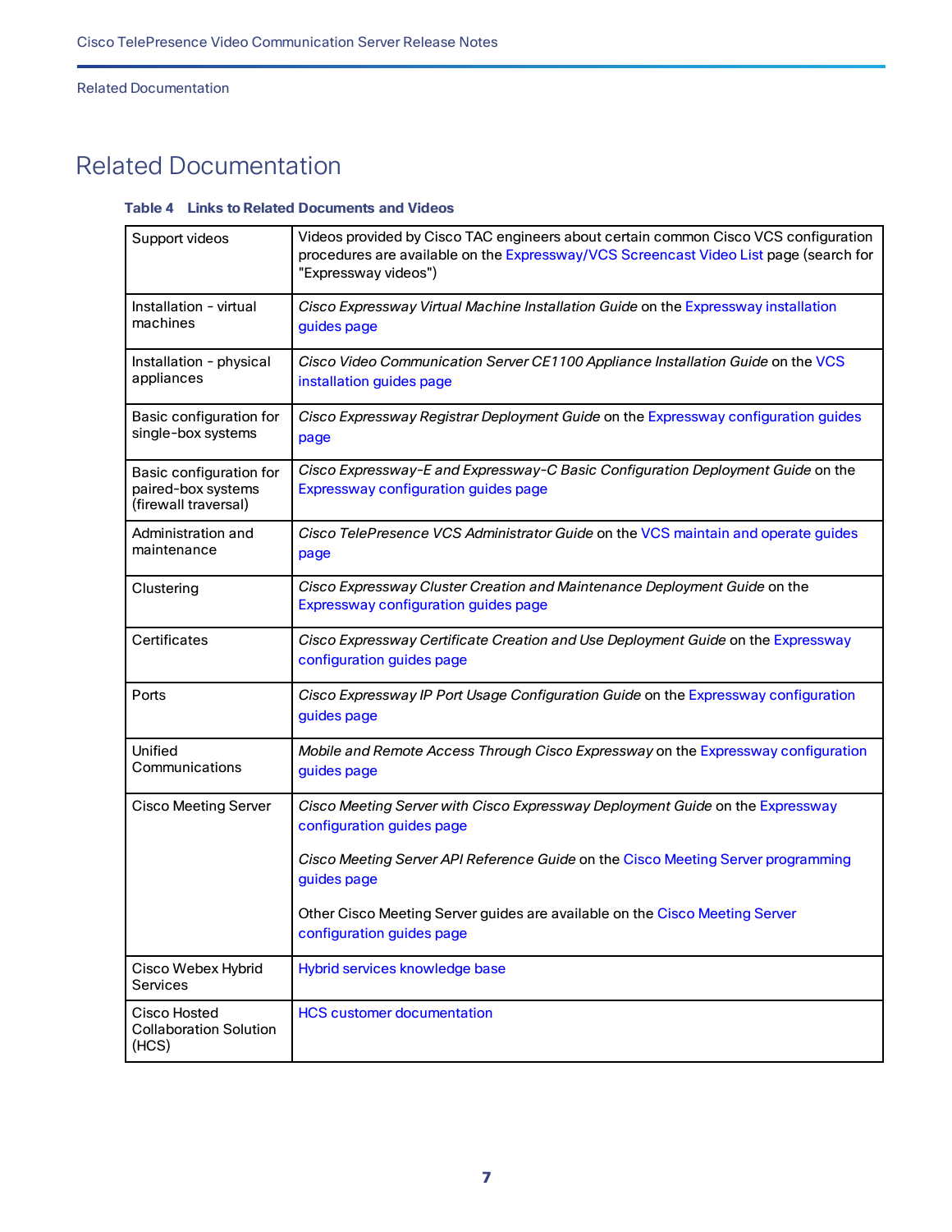# Related Documentation

**Table 4 Links to Related Documents and Videos**

| | |
|---|---|
| Support videos | Videos provided by Cisco TAC engineers about certain common Cisco VCS configuration procedures are available on the Expressway/VCS Screencast Video List page (search for "Expressway videos") |
| Installation - virtual machines | *Cisco Expressway Virtual Machine Installation Guide* on the Expressway installation guides page |
| Installation - physical appliances | *Cisco Video Communication Server CE1100 Appliance Installation Guide* on the VCS installation guides page |
| Basic configuration for single-box systems | *Cisco Expressway Registrar Deployment Guide* on the Expressway configuration guides page |
| Basic configuration for paired-box systems (firewall traversal) | *Cisco Expressway-E and Expressway-C Basic Configuration Deployment Guide* on the Expressway configuration guides page |
| Administration and maintenance | *Cisco TelePresence VCS Administrator Guide* on the VCS maintain and operate guides page |
| Clustering | *Cisco Expressway Cluster Creation and Maintenance Deployment Guide* on the Expressway configuration guides page |
| Certificates | *Cisco Expressway Certificate Creation and Use Deployment Guide* on the Expressway configuration guides page |
| Ports | *Cisco Expressway IP Port Usage Configuration Guide* on the Expressway configuration guides page |
| Unified Communications | *Mobile and Remote Access Through Cisco Expressway* on the Expressway configuration guides page |
| Cisco Meeting Server | *Cisco Meeting Server with Cisco Expressway Deployment Guide* on the Expressway configuration guides page<br><br>*Cisco Meeting Server API Reference Guide* on the Cisco Meeting Server programming guides page<br><br>Other Cisco Meeting Server guides are available on the Cisco Meeting Server configuration guides page |
| Cisco Webex Hybrid Services | Hybrid services knowledge base |
| Cisco Hosted Collaboration Solution (HCS) | HCS customer documentation |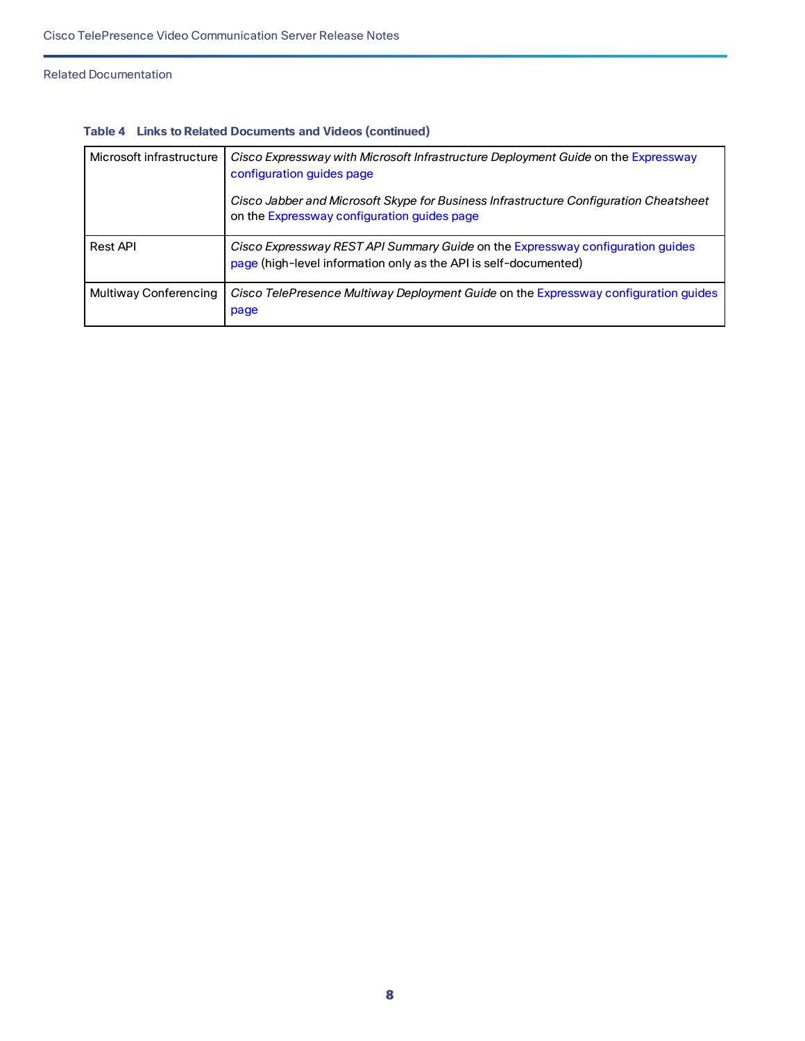**Table 4 Links to Related Documents and Videos (continued)**

| | |
|---|---|
| Microsoft infrastructure | *Cisco Expressway with Microsoft Infrastructure Deployment Guide* on the Expressway configuration guides page<br><br>*Cisco Jabber and Microsoft Skype for Business Infrastructure Configuration Cheatsheet* on the Expressway configuration guides page |
| Rest API | *Cisco Expressway REST API Summary Guide* on the Expressway configuration guides page (high-level information only as the API is self-documented) |
| Multiway Conferencing | *Cisco TelePresence Multiway Deployment Guide* on the Expressway configuration guides page |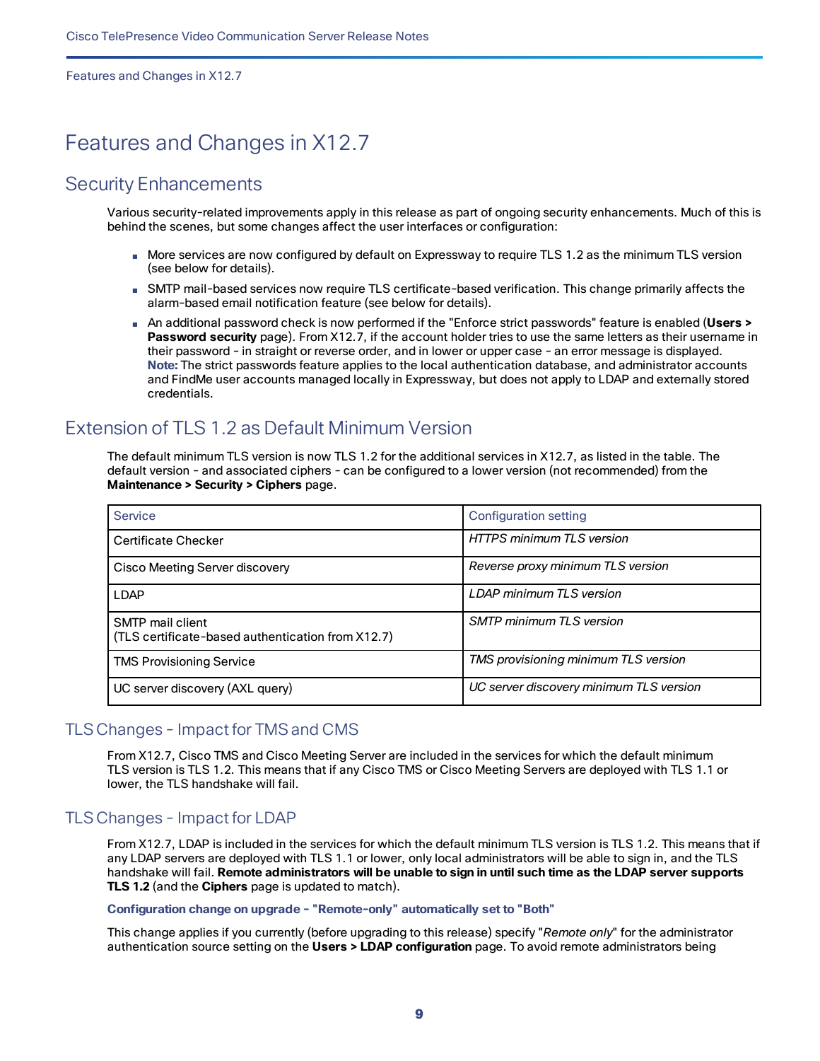# Features and Changes in X12.7

## Security Enhancements

Various security-related improvements apply in this release as part of ongoing security enhancements. Much of this is behind the scenes, but some changes affect the user interfaces or configuration:

- More services are now configured by default on Expressway to require TLS 1.2 as the minimum TLS version (see below for details).
- SMTP mail-based services now require TLS certificate-based verification. This change primarily affects the alarm-based email notification feature (see below for details).
- An additional password check is now performed if the "Enforce strict passwords" feature is enabled (**Users > Password security** page). From X12.7, if the account holder tries to use the same letters as their username in their password - in straight or reverse order, and in lower or upper case - an error message is displayed. **Note:** The strict passwords feature applies to the local authentication database, and administrator accounts and FindMe user accounts managed locally in Expressway, but does not apply to LDAP and externally stored credentials.

## Extension of TLS 1.2 as Default Minimum Version

The default minimum TLS version is now TLS 1.2 for the additional services in X12.7, as listed in the table. The default version - and associated ciphers - can be configured to a lower version (not recommended) from the **Maintenance > Security > Ciphers** page.

| Service | Configuration setting |
| --- | --- |
| Certificate Checker | *HTTPS minimum TLS version* |
| Cisco Meeting Server discovery | *Reverse proxy minimum TLS version* |
| LDAP | *LDAP minimum TLS version* |
| SMTP mail client<br>(TLS certificate-based authentication from X12.7) | *SMTP minimum TLS version* |
| TMS Provisioning Service | *TMS provisioning minimum TLS version* |
| UC server discovery (AXL query) | *UC server discovery minimum TLS version* |

### TLS Changes - Impact for TMS and CMS

From X12.7, Cisco TMS and Cisco Meeting Server are included in the services for which the default minimum TLS version is TLS 1.2. This means that if any Cisco TMS or Cisco Meeting Servers are deployed with TLS 1.1 or lower, the TLS handshake will fail.

### TLS Changes - Impact for LDAP

From X12.7, LDAP is included in the services for which the default minimum TLS version is TLS 1.2. This means that if any LDAP servers are deployed with TLS 1.1 or lower, only local administrators will be able to sign in, and the TLS handshake will fail. **Remote administrators will be unable to sign in until such time as the LDAP server supports TLS 1.2** (and the **Ciphers** page is updated to match).

**Configuration change on upgrade - "Remote-only" automatically set to "Both"**

This change applies if you currently (before upgrading to this release) specify "*Remote only*" for the administrator authentication source setting on the **Users > LDAP configuration** page. To avoid remote administrators being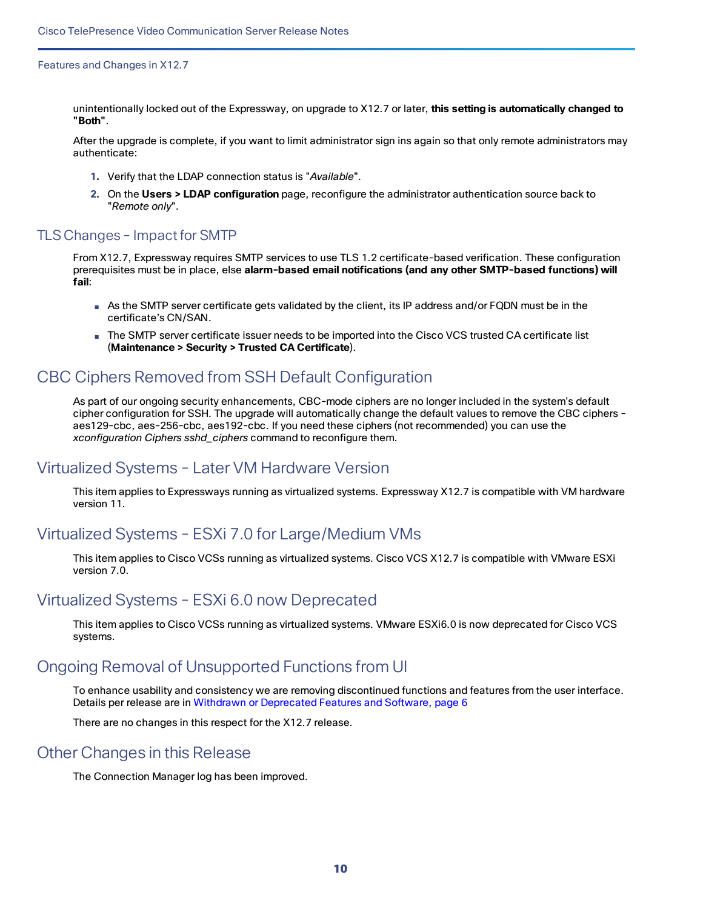unintentionally locked out of the Expressway, on upgrade to X12.7 or later, **this setting is automatically changed to "Both"**.

After the upgrade is complete, if you want to limit administrator sign ins again so that only remote administrators may authenticate:

1. Verify that the LDAP connection status is "*Available*".
2. On the **Users > LDAP configuration** page, reconfigure the administrator authentication source back to "*Remote only*".

### TLS Changes - Impact for SMTP

From X12.7, Expressway requires SMTP services to use TLS 1.2 certificate-based verification. These configuration prerequisites must be in place, else **alarm-based email notifications (and any other SMTP-based functions) will fail**:

- As the SMTP server certificate gets validated by the client, its IP address and/or FQDN must be in the certificate's CN/SAN.
- The SMTP server certificate issuer needs to be imported into the Cisco VCS trusted CA certificate list (**Maintenance > Security > Trusted CA Certificate**).

## CBC Ciphers Removed from SSH Default Configuration

As part of our ongoing security enhancements, CBC-mode ciphers are no longer included in the system's default cipher configuration for SSH. The upgrade will automatically change the default values to remove the CBC ciphers - aes129-cbc, aes-256-cbc, aes192-cbc. If you need these ciphers (not recommended) you can use the *xconfiguration Ciphers sshd_ciphers* command to reconfigure them.

## Virtualized Systems - Later VM Hardware Version

This item applies to Expressways running as virtualized systems. Expressway X12.7 is compatible with VM hardware version 11.

## Virtualized Systems - ESXi 7.0 for Large/Medium VMs

This item applies to Cisco VCSs running as virtualized systems. Cisco VCS X12.7 is compatible with VMware ESXi version 7.0.

## Virtualized Systems - ESXi 6.0 now Deprecated

This item applies to Cisco VCSs running as virtualized systems. VMware ESXi6.0 is now deprecated for Cisco VCS systems.

## Ongoing Removal of Unsupported Functions from UI

To enhance usability and consistency we are removing discontinued functions and features from the user interface. Details per release are in Withdrawn or Deprecated Features and Software, page 6

There are no changes in this respect for the X12.7 release.

## Other Changes in this Release

The Connection Manager log has been improved.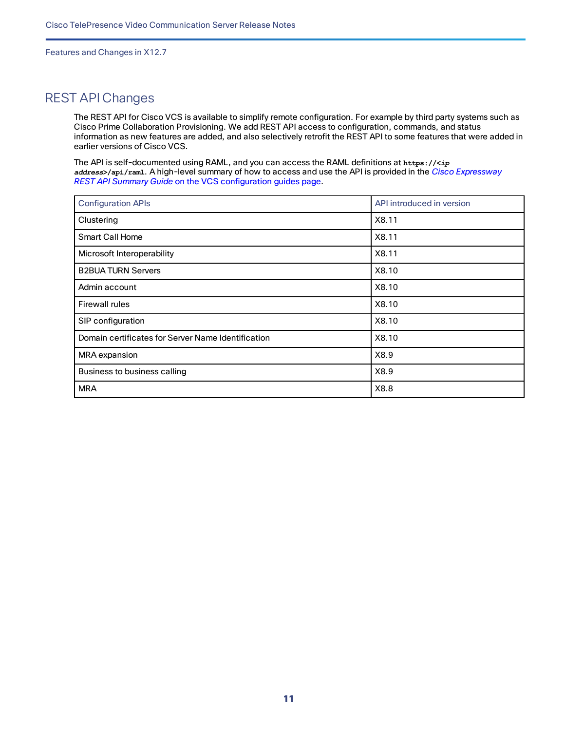## REST API Changes

The REST API for Cisco VCS is available to simplify remote configuration. For example by third party systems such as Cisco Prime Collaboration Provisioning. We add REST API access to configuration, commands, and status information as new features are added, and also selectively retrofit the REST API to some features that were added in earlier versions of Cisco VCS.

The API is self-documented using RAML, and you can access the RAML definitions at `https://<ip address>/api/raml`. A high-level summary of how to access and use the API is provided in the *Cisco Expressway REST API Summary Guide* on the VCS configuration guides page.

| Configuration APIs | API introduced in version |
|---|---|
| Clustering | X8.11 |
| Smart Call Home | X8.11 |
| Microsoft Interoperability | X8.11 |
| B2BUA TURN Servers | X8.10 |
| Admin account | X8.10 |
| Firewall rules | X8.10 |
| SIP configuration | X8.10 |
| Domain certificates for Server Name Identification | X8.10 |
| MRA expansion | X8.9 |
| Business to business calling | X8.9 |
| MRA | X8.8 |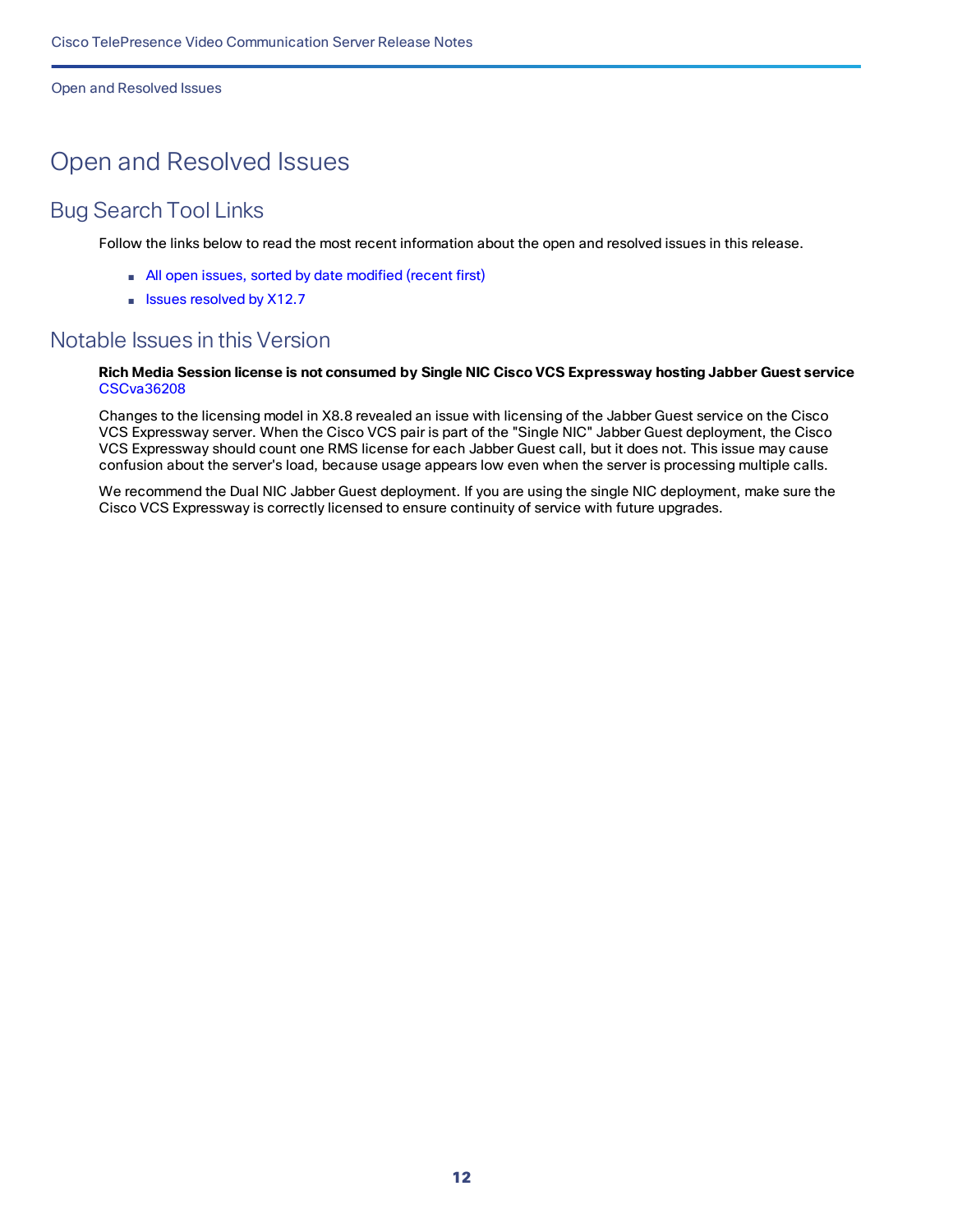# Open and Resolved Issues

## Bug Search Tool Links

Follow the links below to read the most recent information about the open and resolved issues in this release.

- All open issues, sorted by date modified (recent first)
- Issues resolved by X12.7

## Notable Issues in this Version

**Rich Media Session license is not consumed by Single NIC Cisco VCS Expressway hosting Jabber Guest service**
CSCva36208

Changes to the licensing model in X8.8 revealed an issue with licensing of the Jabber Guest service on the Cisco VCS Expressway server. When the Cisco VCS pair is part of the "Single NIC" Jabber Guest deployment, the Cisco VCS Expressway should count one RMS license for each Jabber Guest call, but it does not. This issue may cause confusion about the server's load, because usage appears low even when the server is processing multiple calls.

We recommend the Dual NIC Jabber Guest deployment. If you are using the single NIC deployment, make sure the Cisco VCS Expressway is correctly licensed to ensure continuity of service with future upgrades.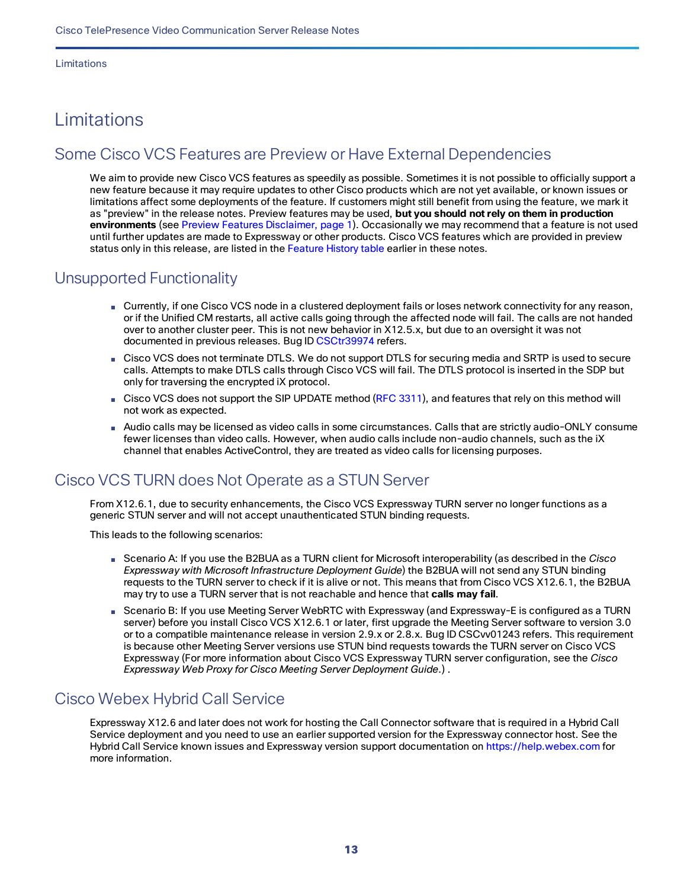# Limitations

## Some Cisco VCS Features are Preview or Have External Dependencies

We aim to provide new Cisco VCS features as speedily as possible. Sometimes it is not possible to officially support a new feature because it may require updates to other Cisco products which are not yet available, or known issues or limitations affect some deployments of the feature. If customers might still benefit from using the feature, we mark it as "preview" in the release notes. Preview features may be used, **but you should not rely on them in production environments** (see Preview Features Disclaimer, page 1). Occasionally we may recommend that a feature is not used until further updates are made to Expressway or other products. Cisco VCS features which are provided in preview status only in this release, are listed in the Feature History table earlier in these notes.

## Unsupported Functionality

- Currently, if one Cisco VCS node in a clustered deployment fails or loses network connectivity for any reason, or if the Unified CM restarts, all active calls going through the affected node will fail. The calls are not handed over to another cluster peer. This is not new behavior in X12.5.x, but due to an oversight it was not documented in previous releases. Bug ID CSCtr39974 refers.
- Cisco VCS does not terminate DTLS. We do not support DTLS for securing media and SRTP is used to secure calls. Attempts to make DTLS calls through Cisco VCS will fail. The DTLS protocol is inserted in the SDP but only for traversing the encrypted iX protocol.
- Cisco VCS does not support the SIP UPDATE method (RFC 3311), and features that rely on this method will not work as expected.
- Audio calls may be licensed as video calls in some circumstances. Calls that are strictly audio-ONLY consume fewer licenses than video calls. However, when audio calls include non-audio channels, such as the iX channel that enables ActiveControl, they are treated as video calls for licensing purposes.

## Cisco VCS TURN does Not Operate as a STUN Server

From X12.6.1, due to security enhancements, the Cisco VCS Expressway TURN server no longer functions as a generic STUN server and will not accept unauthenticated STUN binding requests.

This leads to the following scenarios:

- Scenario A: If you use the B2BUA as a TURN client for Microsoft interoperability (as described in the *Cisco Expressway with Microsoft Infrastructure Deployment Guide*) the B2BUA will not send any STUN binding requests to the TURN server to check if it is alive or not. This means that from Cisco VCS X12.6.1, the B2BUA may try to use a TURN server that is not reachable and hence that **calls may fail**.
- Scenario B: If you use Meeting Server WebRTC with Expressway (and Expressway-E is configured as a TURN server) before you install Cisco VCS X12.6.1 or later, first upgrade the Meeting Server software to version 3.0 or to a compatible maintenance release in version 2.9.x or 2.8.x. Bug ID CSCvv01243 refers. This requirement is because other Meeting Server versions use STUN bind requests towards the TURN server on Cisco VCS Expressway (For more information about Cisco VCS Expressway TURN server configuration, see the *Cisco Expressway Web Proxy for Cisco Meeting Server Deployment Guide*.) .

## Cisco Webex Hybrid Call Service

Expressway X12.6 and later does not work for hosting the Call Connector software that is required in a Hybrid Call Service deployment and you need to use an earlier supported version for the Expressway connector host. See the Hybrid Call Service known issues and Expressway version support documentation on https://help.webex.com for more information.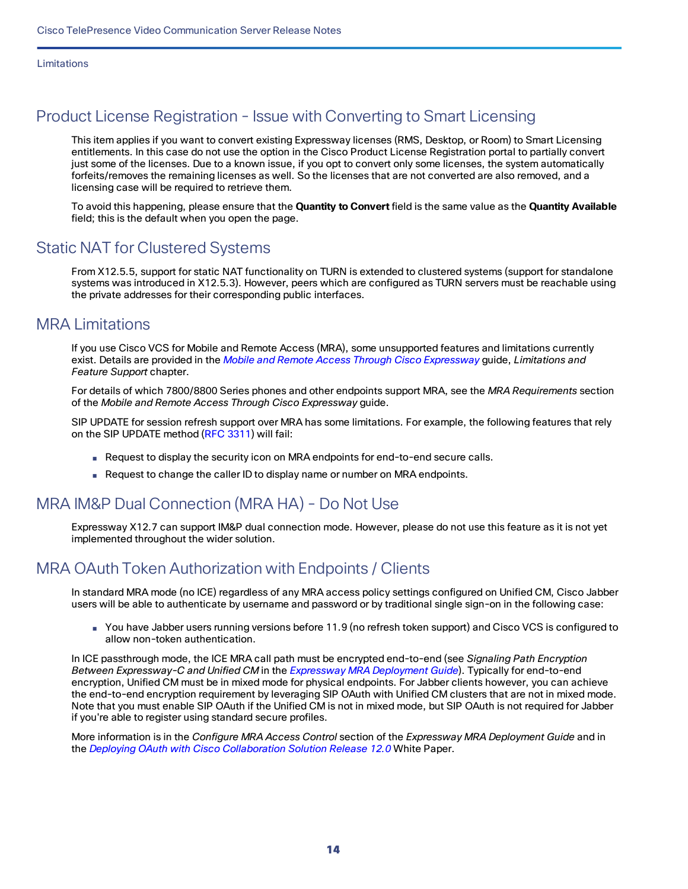## Product License Registration - Issue with Converting to Smart Licensing

This item applies if you want to convert existing Expressway licenses (RMS, Desktop, or Room) to Smart Licensing entitlements. In this case do not use the option in the Cisco Product License Registration portal to partially convert just some of the licenses. Due to a known issue, if you opt to convert only some licenses, the system automatically forfeits/removes the remaining licenses as well. So the licenses that are not converted are also removed, and a licensing case will be required to retrieve them.

To avoid this happening, please ensure that the **Quantity to Convert** field is the same value as the **Quantity Available** field; this is the default when you open the page.

## Static NAT for Clustered Systems

From X12.5.5, support for static NAT functionality on TURN is extended to clustered systems (support for standalone systems was introduced in X12.5.3). However, peers which are configured as TURN servers must be reachable using the private addresses for their corresponding public interfaces.

## MRA Limitations

If you use Cisco VCS for Mobile and Remote Access (MRA), some unsupported features and limitations currently exist. Details are provided in the *Mobile and Remote Access Through Cisco Expressway* guide, *Limitations and Feature Support* chapter.

For details of which 7800/8800 Series phones and other endpoints support MRA, see the *MRA Requirements* section of the *Mobile and Remote Access Through Cisco Expressway* guide.

SIP UPDATE for session refresh support over MRA has some limitations. For example, the following features that rely on the SIP UPDATE method (RFC 3311) will fail:

- Request to display the security icon on MRA endpoints for end-to-end secure calls.
- Request to change the caller ID to display name or number on MRA endpoints.

## MRA IM&P Dual Connection (MRA HA) - Do Not Use

Expressway X12.7 can support IM&P dual connection mode. However, please do not use this feature as it is not yet implemented throughout the wider solution.

## MRA OAuth Token Authorization with Endpoints / Clients

In standard MRA mode (no ICE) regardless of any MRA access policy settings configured on Unified CM, Cisco Jabber users will be able to authenticate by username and password or by traditional single sign-on in the following case:

- You have Jabber users running versions before 11.9 (no refresh token support) and Cisco VCS is configured to allow non-token authentication.

In ICE passthrough mode, the ICE MRA call path must be encrypted end-to-end (see *Signaling Path Encryption Between Expressway-C and Unified CM* in the *Expressway MRA Deployment Guide*). Typically for end-to-end encryption, Unified CM must be in mixed mode for physical endpoints. For Jabber clients however, you can achieve the end-to-end encryption requirement by leveraging SIP OAuth with Unified CM clusters that are not in mixed mode. Note that you must enable SIP OAuth if the Unified CM is not in mixed mode, but SIP OAuth is not required for Jabber if you're able to register using standard secure profiles.

More information is in the *Configure MRA Access Control* section of the *Expressway MRA Deployment Guide* and in the *Deploying OAuth with Cisco Collaboration Solution Release 12.0* White Paper.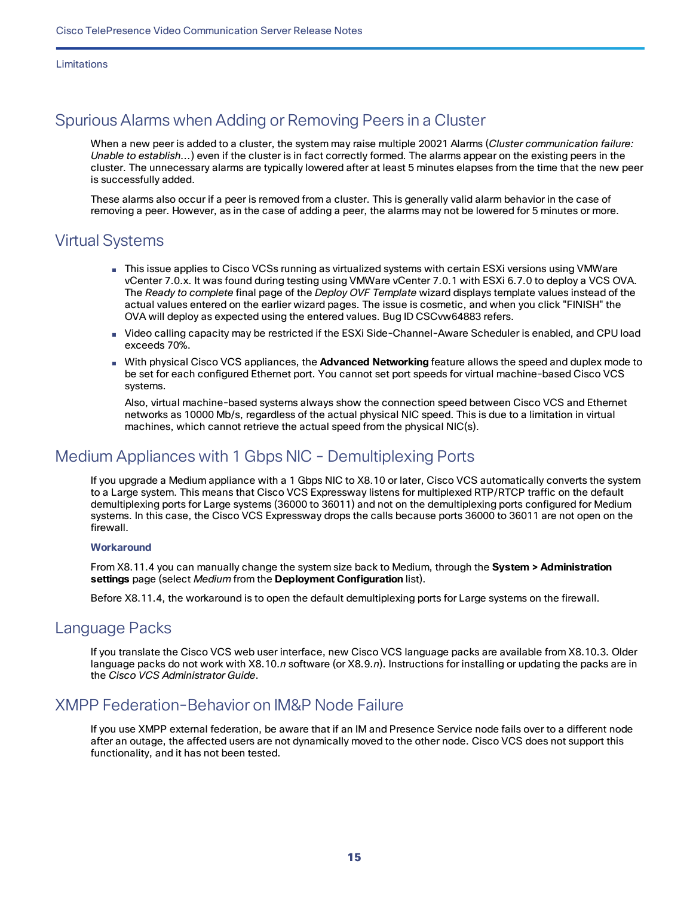## Spurious Alarms when Adding or Removing Peers in a Cluster

When a new peer is added to a cluster, the system may raise multiple 20021 Alarms (*Cluster communication failure: Unable to establish…*) even if the cluster is in fact correctly formed. The alarms appear on the existing peers in the cluster. The unnecessary alarms are typically lowered after at least 5 minutes elapses from the time that the new peer is successfully added.

These alarms also occur if a peer is removed from a cluster. This is generally valid alarm behavior in the case of removing a peer. However, as in the case of adding a peer, the alarms may not be lowered for 5 minutes or more.

## Virtual Systems

- This issue applies to Cisco VCSs running as virtualized systems with certain ESXi versions using VMWare vCenter 7.0.x. It was found during testing using VMWare vCenter 7.0.1 with ESXi 6.7.0 to deploy a VCS OVA. The *Ready to complete* final page of the *Deploy OVF Template* wizard displays template values instead of the actual values entered on the earlier wizard pages. The issue is cosmetic, and when you click "FINISH" the OVA will deploy as expected using the entered values. Bug ID CSCvw64883 refers.
- Video calling capacity may be restricted if the ESXi Side-Channel-Aware Scheduler is enabled, and CPU load exceeds 70%.
- With physical Cisco VCS appliances, the **Advanced Networking** feature allows the speed and duplex mode to be set for each configured Ethernet port. You cannot set port speeds for virtual machine-based Cisco VCS systems.

  Also, virtual machine-based systems always show the connection speed between Cisco VCS and Ethernet networks as 10000 Mb/s, regardless of the actual physical NIC speed. This is due to a limitation in virtual machines, which cannot retrieve the actual speed from the physical NIC(s).

## Medium Appliances with 1 Gbps NIC - Demultiplexing Ports

If you upgrade a Medium appliance with a 1 Gbps NIC to X8.10 or later, Cisco VCS automatically converts the system to a Large system. This means that Cisco VCS Expressway listens for multiplexed RTP/RTCP traffic on the default demultiplexing ports for Large systems (36000 to 36011) and not on the demultiplexing ports configured for Medium systems. In this case, the Cisco VCS Expressway drops the calls because ports 36000 to 36011 are not open on the firewall.

#### Workaround

From X8.11.4 you can manually change the system size back to Medium, through the **System > Administration settings** page (select *Medium* from the **Deployment Configuration** list).

Before X8.11.4, the workaround is to open the default demultiplexing ports for Large systems on the firewall.

## Language Packs

If you translate the Cisco VCS web user interface, new Cisco VCS language packs are available from X8.10.3. Older language packs do not work with X8.10.*n* software (or X8.9.*n*). Instructions for installing or updating the packs are in the *Cisco VCS Administrator Guide*.

## XMPP Federation-Behavior on IM&P Node Failure

If you use XMPP external federation, be aware that if an IM and Presence Service node fails over to a different node after an outage, the affected users are not dynamically moved to the other node. Cisco VCS does not support this functionality, and it has not been tested.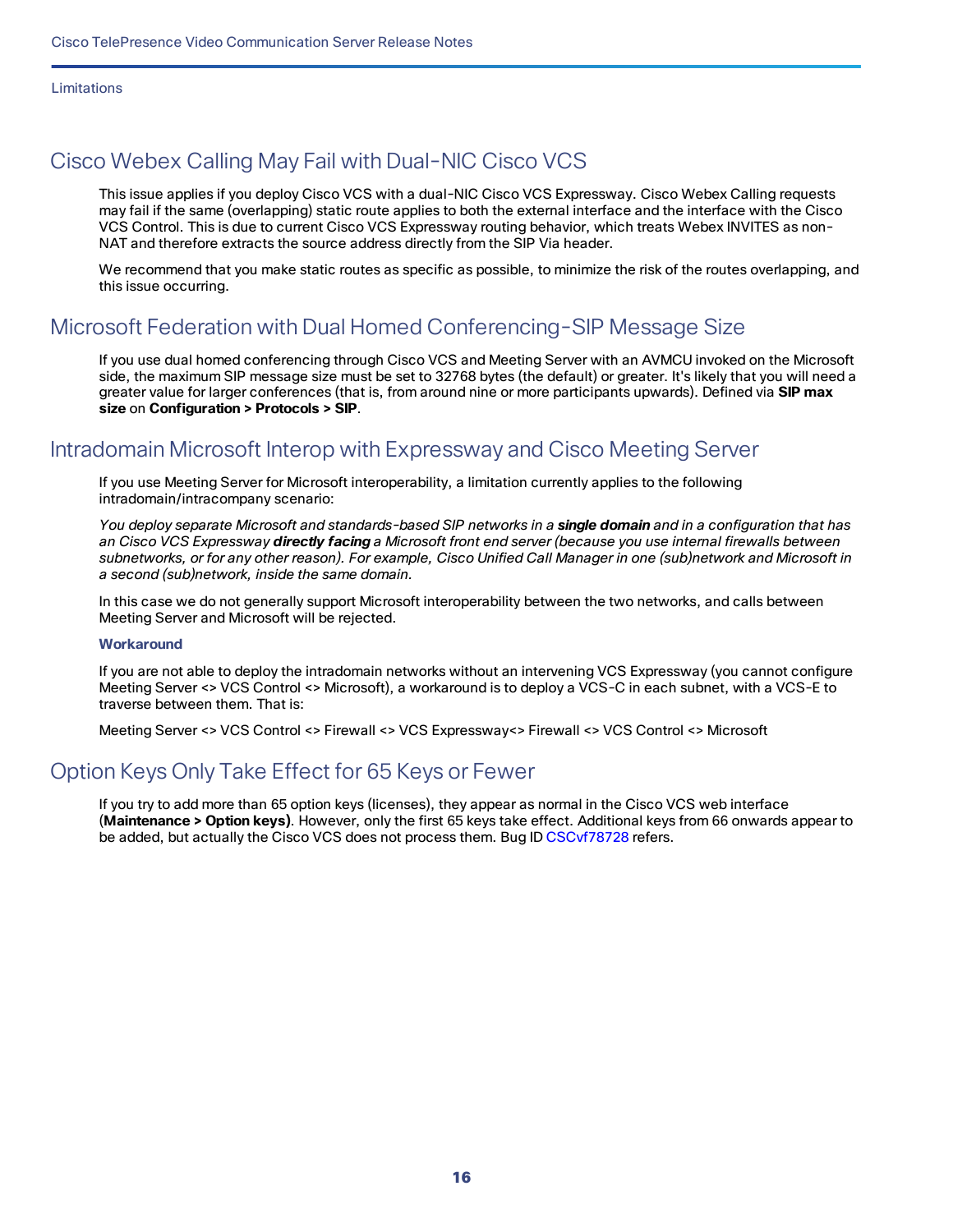## Cisco Webex Calling May Fail with Dual-NIC Cisco VCS

This issue applies if you deploy Cisco VCS with a dual-NIC Cisco VCS Expressway. Cisco Webex Calling requests may fail if the same (overlapping) static route applies to both the external interface and the interface with the Cisco VCS Control. This is due to current Cisco VCS Expressway routing behavior, which treats Webex INVITES as non-NAT and therefore extracts the source address directly from the SIP Via header.

We recommend that you make static routes as specific as possible, to minimize the risk of the routes overlapping, and this issue occurring.

## Microsoft Federation with Dual Homed Conferencing-SIP Message Size

If you use dual homed conferencing through Cisco VCS and Meeting Server with an AVMCU invoked on the Microsoft side, the maximum SIP message size must be set to 32768 bytes (the default) or greater. It's likely that you will need a greater value for larger conferences (that is, from around nine or more participants upwards). Defined via **SIP max size** on **Configuration > Protocols > SIP**.

## Intradomain Microsoft Interop with Expressway and Cisco Meeting Server

If you use Meeting Server for Microsoft interoperability, a limitation currently applies to the following intradomain/intracompany scenario:

*You deploy separate Microsoft and standards-based SIP networks in a **single domain** and in a configuration that has an Cisco VCS Expressway **directly facing** a Microsoft front end server (because you use internal firewalls between subnetworks, or for any other reason). For example, Cisco Unified Call Manager in one (sub)network and Microsoft in a second (sub)network, inside the same domain.*

In this case we do not generally support Microsoft interoperability between the two networks, and calls between Meeting Server and Microsoft will be rejected.

#### Workaround

If you are not able to deploy the intradomain networks without an intervening VCS Expressway (you cannot configure Meeting Server <> VCS Control <> Microsoft), a workaround is to deploy a VCS-C in each subnet, with a VCS-E to traverse between them. That is:

Meeting Server <> VCS Control <> Firewall <> VCS Expressway<> Firewall <> VCS Control <> Microsoft

## Option Keys Only Take Effect for 65 Keys or Fewer

If you try to add more than 65 option keys (licenses), they appear as normal in the Cisco VCS web interface (**Maintenance > Option keys)**. However, only the first 65 keys take effect. Additional keys from 66 onwards appear to be added, but actually the Cisco VCS does not process them. Bug ID CSCvf78728 refers.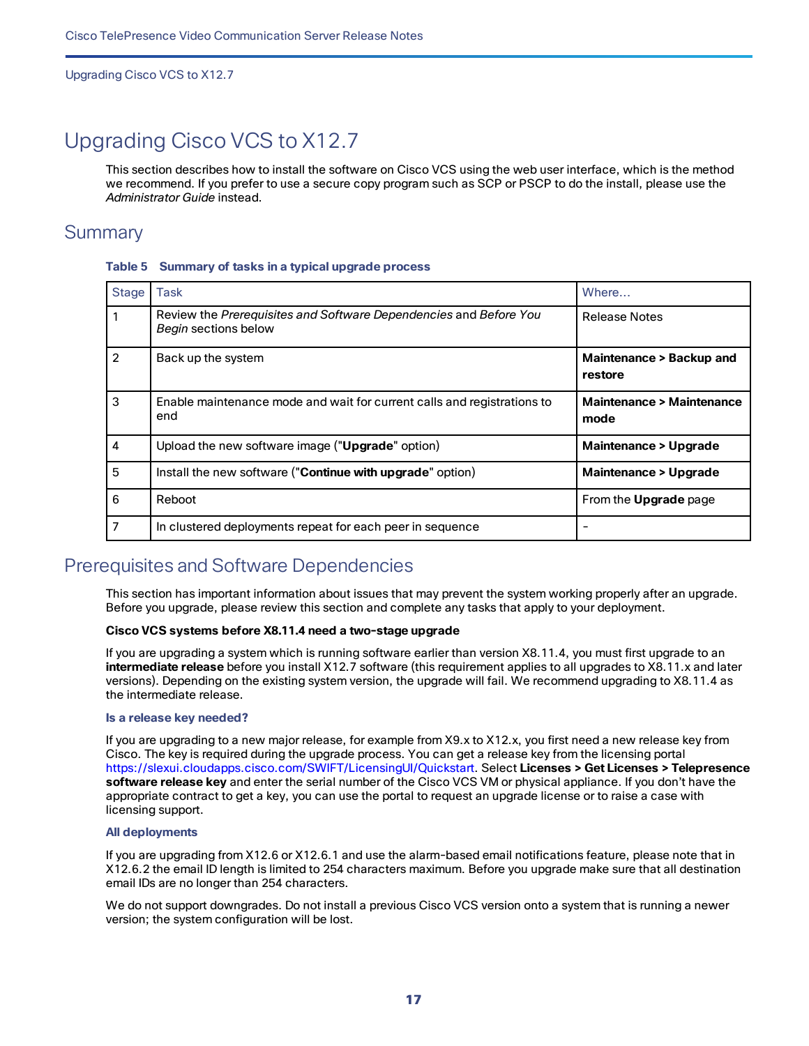# Upgrading Cisco VCS to X12.7

This section describes how to install the software on Cisco VCS using the web user interface, which is the method we recommend. If you prefer to use a secure copy program such as SCP or PSCP to do the install, please use the *Administrator Guide* instead.

## Summary

**Table 5 Summary of tasks in a typical upgrade process**

| Stage | Task | Where... |
|---|---|---|
| 1 | Review the *Prerequisites and Software Dependencies* and *Before You Begin* sections below | Release Notes |
| 2 | Back up the system | **Maintenance > Backup and restore** |
| 3 | Enable maintenance mode and wait for current calls and registrations to end | **Maintenance > Maintenance mode** |
| 4 | Upload the new software image ("**Upgrade**" option) | **Maintenance > Upgrade** |
| 5 | Install the new software ("**Continue with upgrade**" option) | **Maintenance > Upgrade** |
| 6 | Reboot | From the **Upgrade** page |
| 7 | In clustered deployments repeat for each peer in sequence | - |

## Prerequisites and Software Dependencies

This section has important information about issues that may prevent the system working properly after an upgrade. Before you upgrade, please review this section and complete any tasks that apply to your deployment.

**Cisco VCS systems before X8.11.4 need a two-stage upgrade**

If you are upgrading a system which is running software earlier than version X8.11.4, you must first upgrade to an **intermediate release** before you install X12.7 software (this requirement applies to all upgrades to X8.11.x and later versions). Depending on the existing system version, the upgrade will fail. We recommend upgrading to X8.11.4 as the intermediate release.

#### Is a release key needed?

If you are upgrading to a new major release, for example from X9.x to X12.x, you first need a new release key from Cisco. The key is required during the upgrade process. You can get a release key from the licensing portal https://slexui.cloudapps.cisco.com/SWIFT/LicensingUI/Quickstart. Select **Licenses > Get Licenses > Telepresence software release key** and enter the serial number of the Cisco VCS VM or physical appliance. If you don't have the appropriate contract to get a key, you can use the portal to request an upgrade license or to raise a case with licensing support.

#### All deployments

If you are upgrading from X12.6 or X12.6.1 and use the alarm-based email notifications feature, please note that in X12.6.2 the email ID length is limited to 254 characters maximum. Before you upgrade make sure that all destination email IDs are no longer than 254 characters.

We do not support downgrades. Do not install a previous Cisco VCS version onto a system that is running a newer version; the system configuration will be lost.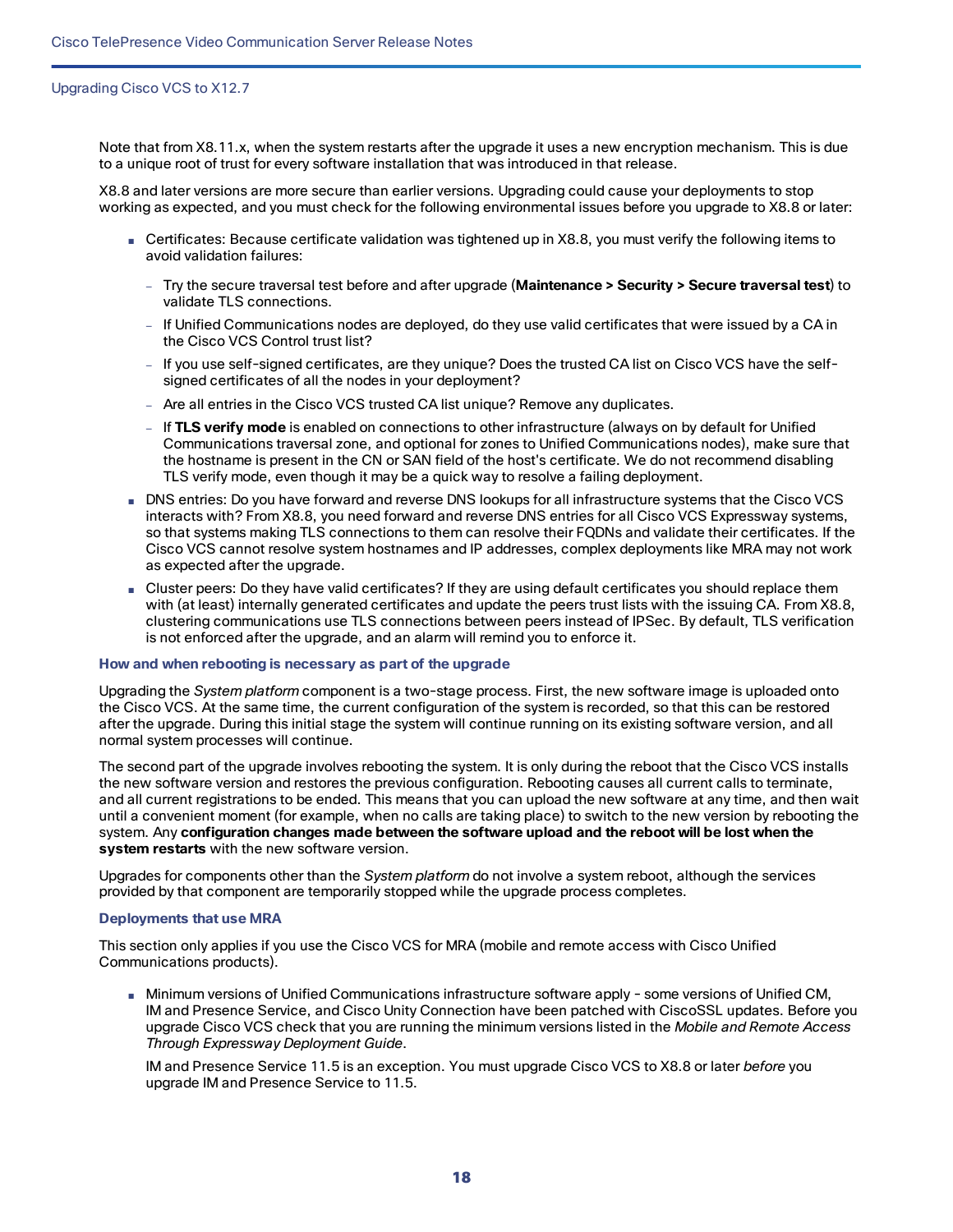Note that from X8.11.x, when the system restarts after the upgrade it uses a new encryption mechanism. This is due to a unique root of trust for every software installation that was introduced in that release.

X8.8 and later versions are more secure than earlier versions. Upgrading could cause your deployments to stop working as expected, and you must check for the following environmental issues before you upgrade to X8.8 or later:

- Certificates: Because certificate validation was tightened up in X8.8, you must verify the following items to avoid validation failures:
  - Try the secure traversal test before and after upgrade (**Maintenance > Security > Secure traversal test**) to validate TLS connections.
  - If Unified Communications nodes are deployed, do they use valid certificates that were issued by a CA in the Cisco VCS Control trust list?
  - If you use self-signed certificates, are they unique? Does the trusted CA list on Cisco VCS have the self-signed certificates of all the nodes in your deployment?
  - Are all entries in the Cisco VCS trusted CA list unique? Remove any duplicates.
  - If **TLS verify mode** is enabled on connections to other infrastructure (always on by default for Unified Communications traversal zone, and optional for zones to Unified Communications nodes), make sure that the hostname is present in the CN or SAN field of the host's certificate. We do not recommend disabling TLS verify mode, even though it may be a quick way to resolve a failing deployment.
- DNS entries: Do you have forward and reverse DNS lookups for all infrastructure systems that the Cisco VCS interacts with? From X8.8, you need forward and reverse DNS entries for all Cisco VCS Expressway systems, so that systems making TLS connections to them can resolve their FQDNs and validate their certificates. If the Cisco VCS cannot resolve system hostnames and IP addresses, complex deployments like MRA may not work as expected after the upgrade.
- Cluster peers: Do they have valid certificates? If they are using default certificates you should replace them with (at least) internally generated certificates and update the peers trust lists with the issuing CA. From X8.8, clustering communications use TLS connections between peers instead of IPSec. By default, TLS verification is not enforced after the upgrade, and an alarm will remind you to enforce it.

### How and when rebooting is necessary as part of the upgrade

Upgrading the *System platform* component is a two-stage process. First, the new software image is uploaded onto the Cisco VCS. At the same time, the current configuration of the system is recorded, so that this can be restored after the upgrade. During this initial stage the system will continue running on its existing software version, and all normal system processes will continue.

The second part of the upgrade involves rebooting the system. It is only during the reboot that the Cisco VCS installs the new software version and restores the previous configuration. Rebooting causes all current calls to terminate, and all current registrations to be ended. This means that you can upload the new software at any time, and then wait until a convenient moment (for example, when no calls are taking place) to switch to the new version by rebooting the system. Any **configuration changes made between the software upload and the reboot will be lost when the system restarts** with the new software version.

Upgrades for components other than the *System platform* do not involve a system reboot, although the services provided by that component are temporarily stopped while the upgrade process completes.

### Deployments that use MRA

This section only applies if you use the Cisco VCS for MRA (mobile and remote access with Cisco Unified Communications products).

- Minimum versions of Unified Communications infrastructure software apply - some versions of Unified CM, IM and Presence Service, and Cisco Unity Connection have been patched with CiscoSSL updates. Before you upgrade Cisco VCS check that you are running the minimum versions listed in the *Mobile and Remote Access Through Expressway Deployment Guide*.

  IM and Presence Service 11.5 is an exception. You must upgrade Cisco VCS to X8.8 or later *before* you upgrade IM and Presence Service to 11.5.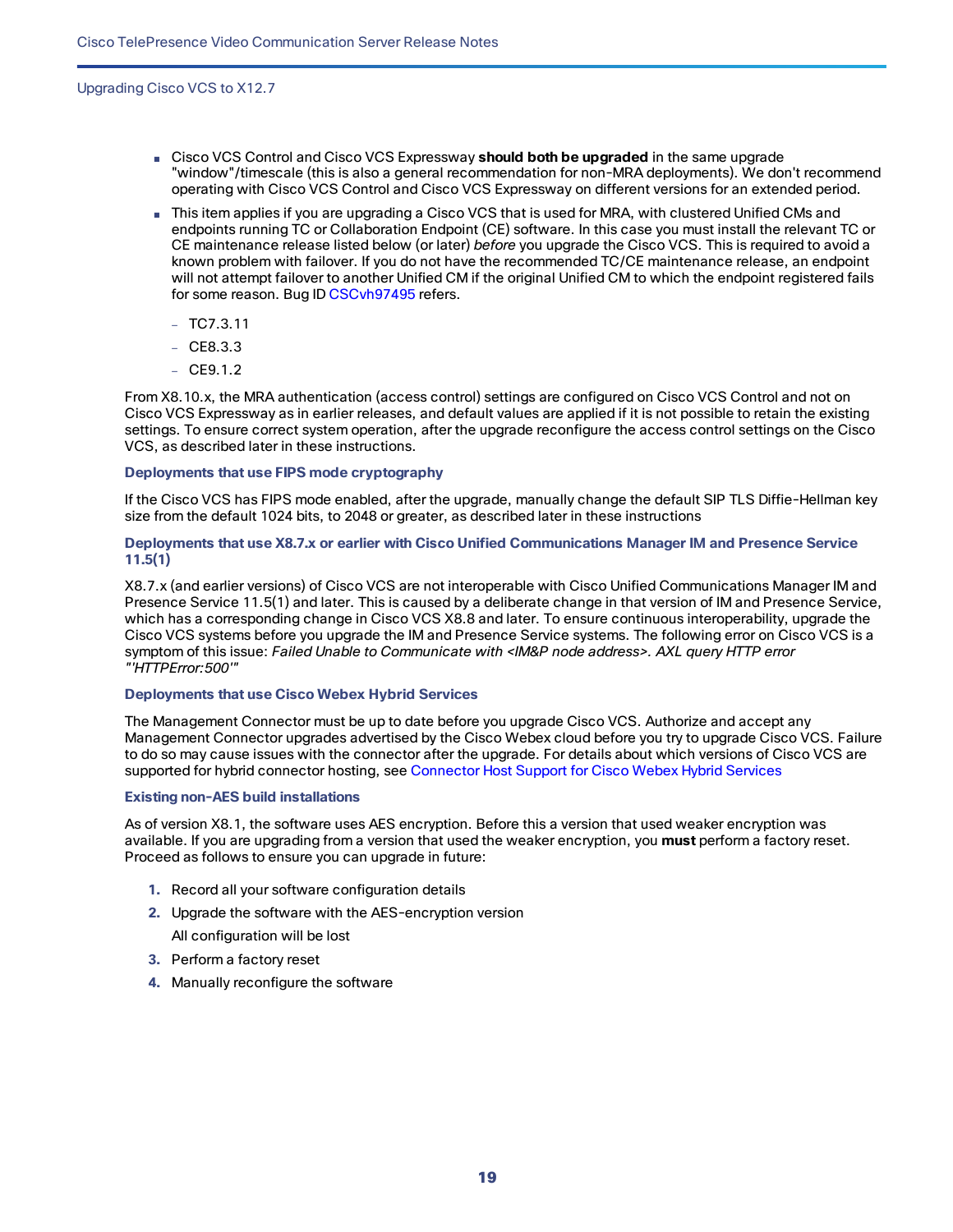- Cisco VCS Control and Cisco VCS Expressway **should both be upgraded** in the same upgrade "window"/timescale (this is also a general recommendation for non-MRA deployments). We don't recommend operating with Cisco VCS Control and Cisco VCS Expressway on different versions for an extended period.
- This item applies if you are upgrading a Cisco VCS that is used for MRA, with clustered Unified CMs and endpoints running TC or Collaboration Endpoint (CE) software. In this case you must install the relevant TC or CE maintenance release listed below (or later) *before* you upgrade the Cisco VCS. This is required to avoid a known problem with failover. If you do not have the recommended TC/CE maintenance release, an endpoint will not attempt failover to another Unified CM if the original Unified CM to which the endpoint registered fails for some reason. Bug ID CSCvh97495 refers.
  - TC7.3.11
  - CE8.3.3
  - CE9.1.2

From X8.10.x, the MRA authentication (access control) settings are configured on Cisco VCS Control and not on Cisco VCS Expressway as in earlier releases, and default values are applied if it is not possible to retain the existing settings. To ensure correct system operation, after the upgrade reconfigure the access control settings on the Cisco VCS, as described later in these instructions.

#### Deployments that use FIPS mode cryptography

If the Cisco VCS has FIPS mode enabled, after the upgrade, manually change the default SIP TLS Diffie-Hellman key size from the default 1024 bits, to 2048 or greater, as described later in these instructions

#### Deployments that use X8.7.x or earlier with Cisco Unified Communications Manager IM and Presence Service 11.5(1)

X8.7.x (and earlier versions) of Cisco VCS are not interoperable with Cisco Unified Communications Manager IM and Presence Service 11.5(1) and later. This is caused by a deliberate change in that version of IM and Presence Service, which has a corresponding change in Cisco VCS X8.8 and later. To ensure continuous interoperability, upgrade the Cisco VCS systems before you upgrade the IM and Presence Service systems. The following error on Cisco VCS is a symptom of this issue: *Failed Unable to Communicate with <IM&P node address>. AXL query HTTP error "'HTTPError:500'"*

#### Deployments that use Cisco Webex Hybrid Services

The Management Connector must be up to date before you upgrade Cisco VCS. Authorize and accept any Management Connector upgrades advertised by the Cisco Webex cloud before you try to upgrade Cisco VCS. Failure to do so may cause issues with the connector after the upgrade. For details about which versions of Cisco VCS are supported for hybrid connector hosting, see Connector Host Support for Cisco Webex Hybrid Services

#### Existing non-AES build installations

As of version X8.1, the software uses AES encryption. Before this a version that used weaker encryption was available. If you are upgrading from a version that used the weaker encryption, you **must** perform a factory reset. Proceed as follows to ensure you can upgrade in future:

1. Record all your software configuration details
2. Upgrade the software with the AES-encryption version

   All configuration will be lost
3. Perform a factory reset
4. Manually reconfigure the software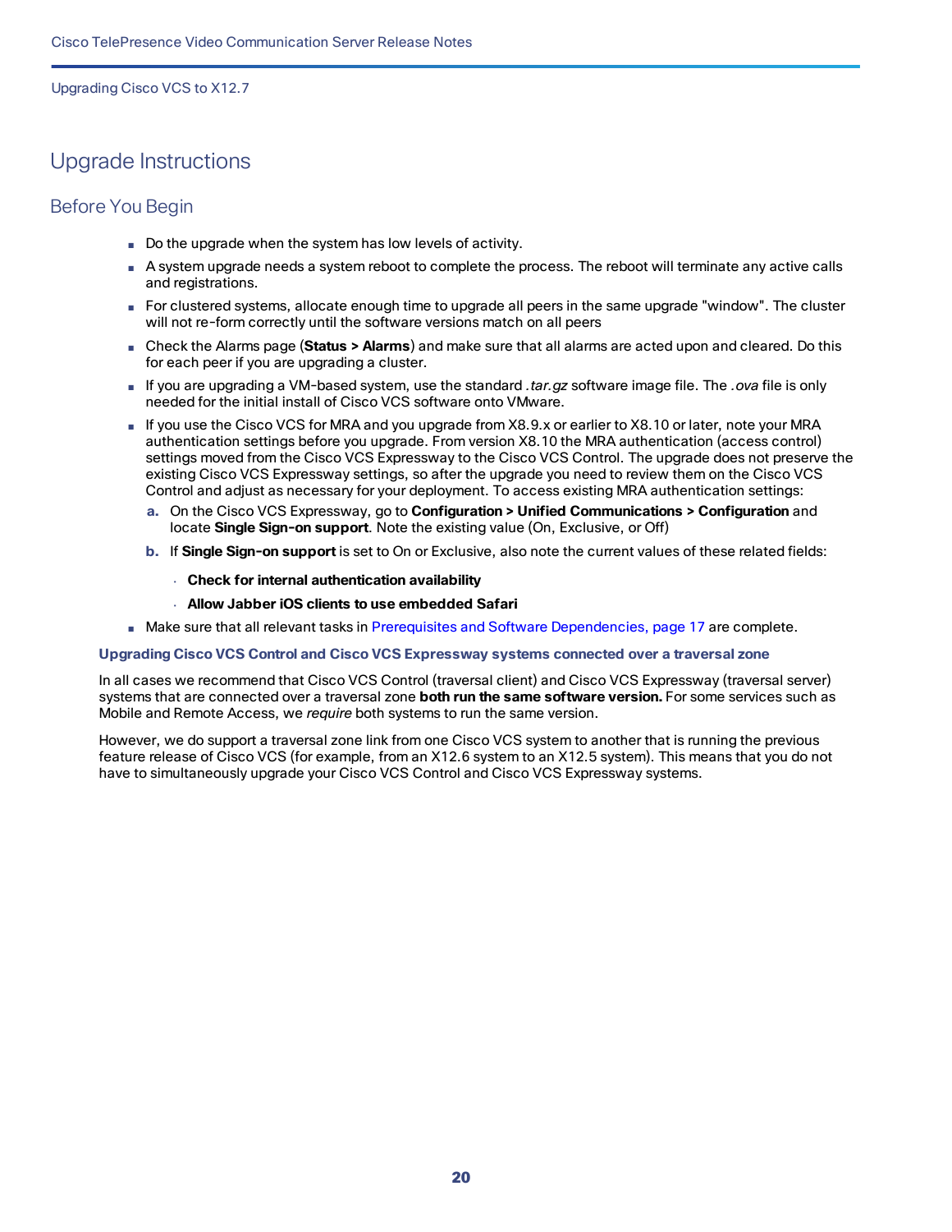# Upgrade Instructions

## Before You Begin

- Do the upgrade when the system has low levels of activity.
- A system upgrade needs a system reboot to complete the process. The reboot will terminate any active calls and registrations.
- For clustered systems, allocate enough time to upgrade all peers in the same upgrade "window". The cluster will not re-form correctly until the software versions match on all peers
- Check the Alarms page (**Status > Alarms**) and make sure that all alarms are acted upon and cleared. Do this for each peer if you are upgrading a cluster.
- If you are upgrading a VM-based system, use the standard *.tar.gz* software image file. The *.ova* file is only needed for the initial install of Cisco VCS software onto VMware.
- If you use the Cisco VCS for MRA and you upgrade from X8.9.x or earlier to X8.10 or later, note your MRA authentication settings before you upgrade. From version X8.10 the MRA authentication (access control) settings moved from the Cisco VCS Expressway to the Cisco VCS Control. The upgrade does not preserve the existing Cisco VCS Expressway settings, so after the upgrade you need to review them on the Cisco VCS Control and adjust as necessary for your deployment. To access existing MRA authentication settings:
  a. On the Cisco VCS Expressway, go to **Configuration > Unified Communications > Configuration** and locate **Single Sign-on support**. Note the existing value (On, Exclusive, or Off)
  b. If **Single Sign-on support** is set to On or Exclusive, also note the current values of these related fields:
     - **Check for internal authentication availability**
     - **Allow Jabber iOS clients to use embedded Safari**
- Make sure that all relevant tasks in Prerequisites and Software Dependencies, page 17 are complete.

#### Upgrading Cisco VCS Control and Cisco VCS Expressway systems connected over a traversal zone

In all cases we recommend that Cisco VCS Control (traversal client) and Cisco VCS Expressway (traversal server) systems that are connected over a traversal zone **both run the same software version.** For some services such as Mobile and Remote Access, we *require* both systems to run the same version.

However, we do support a traversal zone link from one Cisco VCS system to another that is running the previous feature release of Cisco VCS (for example, from an X12.6 system to an X12.5 system). This means that you do not have to simultaneously upgrade your Cisco VCS Control and Cisco VCS Expressway systems.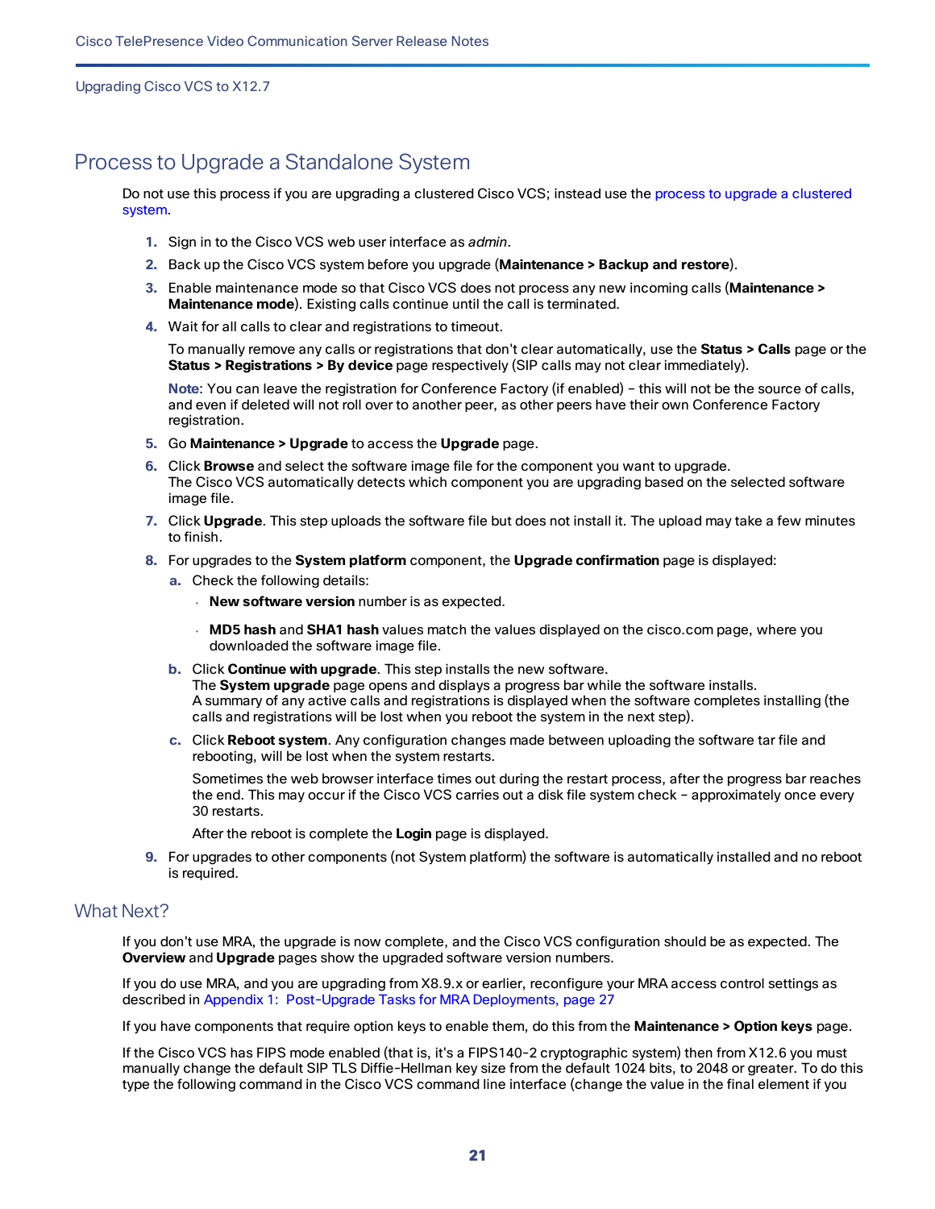## Process to Upgrade a Standalone System

Do not use this process if you are upgrading a clustered Cisco VCS; instead use the process to upgrade a clustered system.

1. Sign in to the Cisco VCS web user interface as *admin*.
2. Back up the Cisco VCS system before you upgrade (**Maintenance > Backup and restore**).
3. Enable maintenance mode so that Cisco VCS does not process any new incoming calls (**Maintenance > Maintenance mode**). Existing calls continue until the call is terminated.
4. Wait for all calls to clear and registrations to timeout.

   To manually remove any calls or registrations that don't clear automatically, use the **Status > Calls** page or the **Status > Registrations > By device** page respectively (SIP calls may not clear immediately).

   **Note**: You can leave the registration for Conference Factory (if enabled) – this will not be the source of calls, and even if deleted will not roll over to another peer, as other peers have their own Conference Factory registration.
5. Go **Maintenance > Upgrade** to access the **Upgrade** page.
6. Click **Browse** and select the software image file for the component you want to upgrade.
   The Cisco VCS automatically detects which component you are upgrading based on the selected software image file.
7. Click **Upgrade**. This step uploads the software file but does not install it. The upload may take a few minutes to finish.
8. For upgrades to the **System platform** component, the **Upgrade confirmation** page is displayed:
   a. Check the following details:
      - **New software version** number is as expected.
      - **MD5 hash** and **SHA1 hash** values match the values displayed on the cisco.com page, where you downloaded the software image file.

   b. Click **Continue with upgrade**. This step installs the new software.
      The **System upgrade** page opens and displays a progress bar while the software installs.
      A summary of any active calls and registrations is displayed when the software completes installing (the calls and registrations will be lost when you reboot the system in the next step).

   c. Click **Reboot system**. Any configuration changes made between uploading the software tar file and rebooting, will be lost when the system restarts.

      Sometimes the web browser interface times out during the restart process, after the progress bar reaches the end. This may occur if the Cisco VCS carries out a disk file system check – approximately once every 30 restarts.

      After the reboot is complete the **Login** page is displayed.
9. For upgrades to other components (not System platform) the software is automatically installed and no reboot is required.

## What Next?

If you don't use MRA, the upgrade is now complete, and the Cisco VCS configuration should be as expected. The **Overview** and **Upgrade** pages show the upgraded software version numbers.

If you do use MRA, and you are upgrading from X8.9.x or earlier, reconfigure your MRA access control settings as described in Appendix 1: Post-Upgrade Tasks for MRA Deployments, page 27

If you have components that require option keys to enable them, do this from the **Maintenance > Option keys** page.

If the Cisco VCS has FIPS mode enabled (that is, it's a FIPS140-2 cryptographic system) then from X12.6 you must manually change the default SIP TLS Diffie-Hellman key size from the default 1024 bits, to 2048 or greater. To do this type the following command in the Cisco VCS command line interface (change the value in the final element if you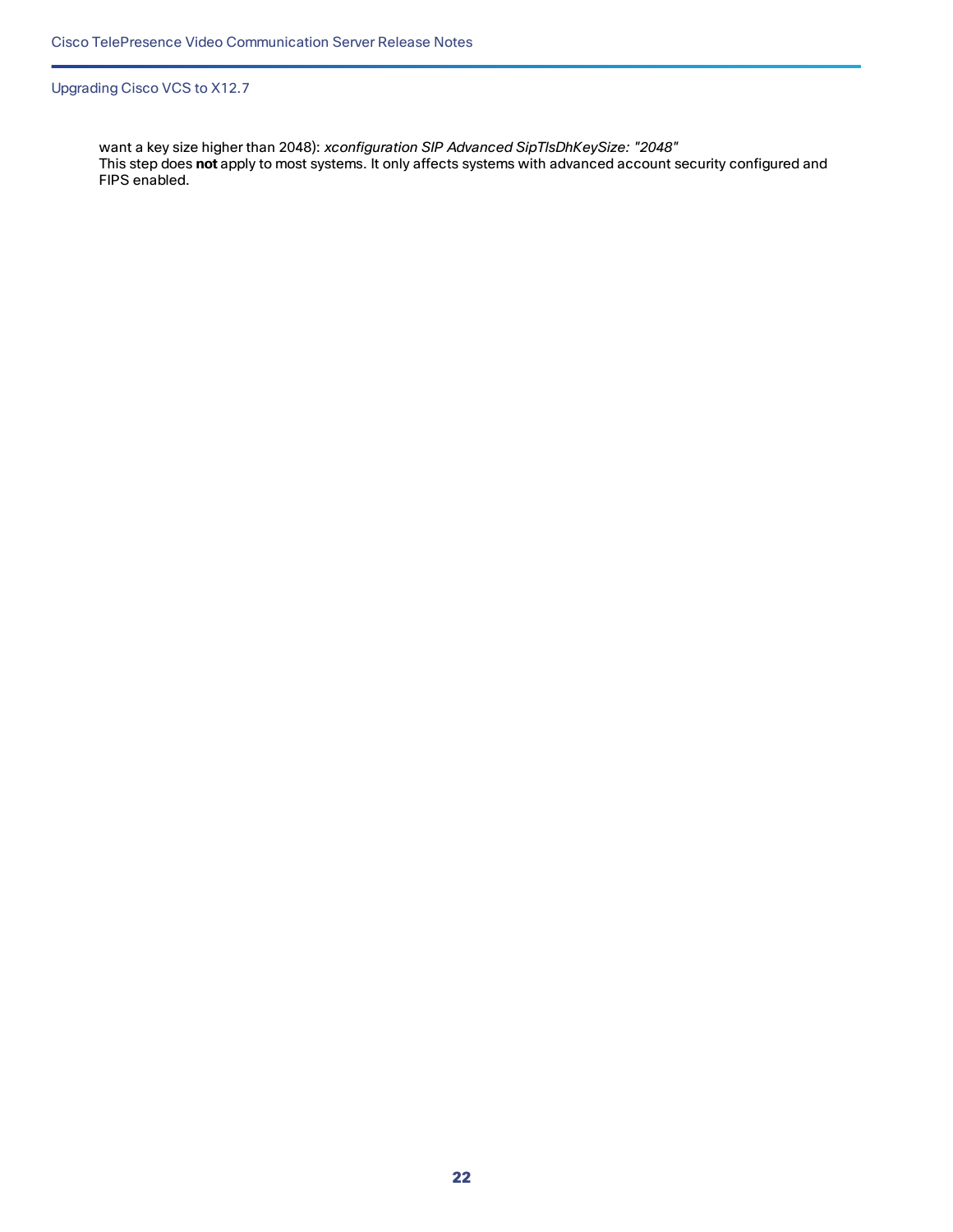want a key size higher than 2048): *xconfiguration SIP Advanced SipTlsDhKeySize: "2048"*
This step does **not** apply to most systems. It only affects systems with advanced account security configured and FIPS enabled.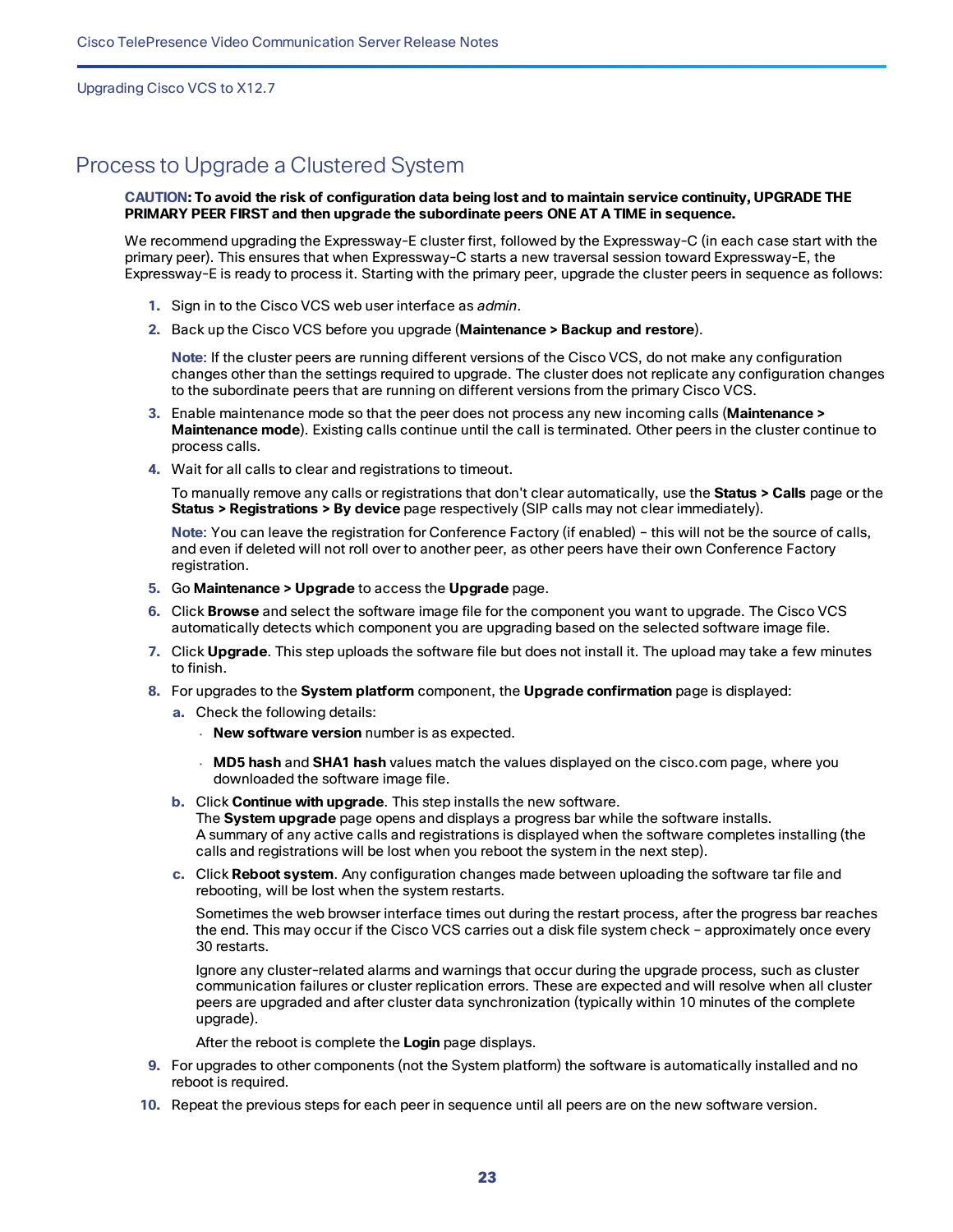## Process to Upgrade a Clustered System

**CAUTION: To avoid the risk of configuration data being lost and to maintain service continuity, UPGRADE THE PRIMARY PEER FIRST and then upgrade the subordinate peers ONE AT A TIME in sequence.**

We recommend upgrading the Expressway-E cluster first, followed by the Expressway-C (in each case start with the primary peer). This ensures that when Expressway-C starts a new traversal session toward Expressway-E, the Expressway-E is ready to process it. Starting with the primary peer, upgrade the cluster peers in sequence as follows:

1. Sign in to the Cisco VCS web user interface as *admin*.
2. Back up the Cisco VCS before you upgrade (**Maintenance > Backup and restore**).

   **Note**: If the cluster peers are running different versions of the Cisco VCS, do not make any configuration changes other than the settings required to upgrade. The cluster does not replicate any configuration changes to the subordinate peers that are running on different versions from the primary Cisco VCS.
3. Enable maintenance mode so that the peer does not process any new incoming calls (**Maintenance > Maintenance mode**). Existing calls continue until the call is terminated. Other peers in the cluster continue to process calls.
4. Wait for all calls to clear and registrations to timeout.

   To manually remove any calls or registrations that don't clear automatically, use the **Status > Calls** page or the **Status > Registrations > By device** page respectively (SIP calls may not clear immediately).

   **Note**: You can leave the registration for Conference Factory (if enabled) – this will not be the source of calls, and even if deleted will not roll over to another peer, as other peers have their own Conference Factory registration.
5. Go **Maintenance > Upgrade** to access the **Upgrade** page.
6. Click **Browse** and select the software image file for the component you want to upgrade. The Cisco VCS automatically detects which component you are upgrading based on the selected software image file.
7. Click **Upgrade**. This step uploads the software file but does not install it. The upload may take a few minutes to finish.
8. For upgrades to the **System platform** component, the **Upgrade confirmation** page is displayed:
   a. Check the following details:
      - **New software version** number is as expected.
      - **MD5 hash** and **SHA1 hash** values match the values displayed on the cisco.com page, where you downloaded the software image file.

   b. Click **Continue with upgrade**. This step installs the new software.
      The **System upgrade** page opens and displays a progress bar while the software installs.
      A summary of any active calls and registrations is displayed when the software completes installing (the calls and registrations will be lost when you reboot the system in the next step).

   c. Click **Reboot system**. Any configuration changes made between uploading the software tar file and rebooting, will be lost when the system restarts.

      Sometimes the web browser interface times out during the restart process, after the progress bar reaches the end. This may occur if the Cisco VCS carries out a disk file system check – approximately once every 30 restarts.

      Ignore any cluster-related alarms and warnings that occur during the upgrade process, such as cluster communication failures or cluster replication errors. These are expected and will resolve when all cluster peers are upgraded and after cluster data synchronization (typically within 10 minutes of the complete upgrade).

      After the reboot is complete the **Login** page displays.
9. For upgrades to other components (not the System platform) the software is automatically installed and no reboot is required.
10. Repeat the previous steps for each peer in sequence until all peers are on the new software version.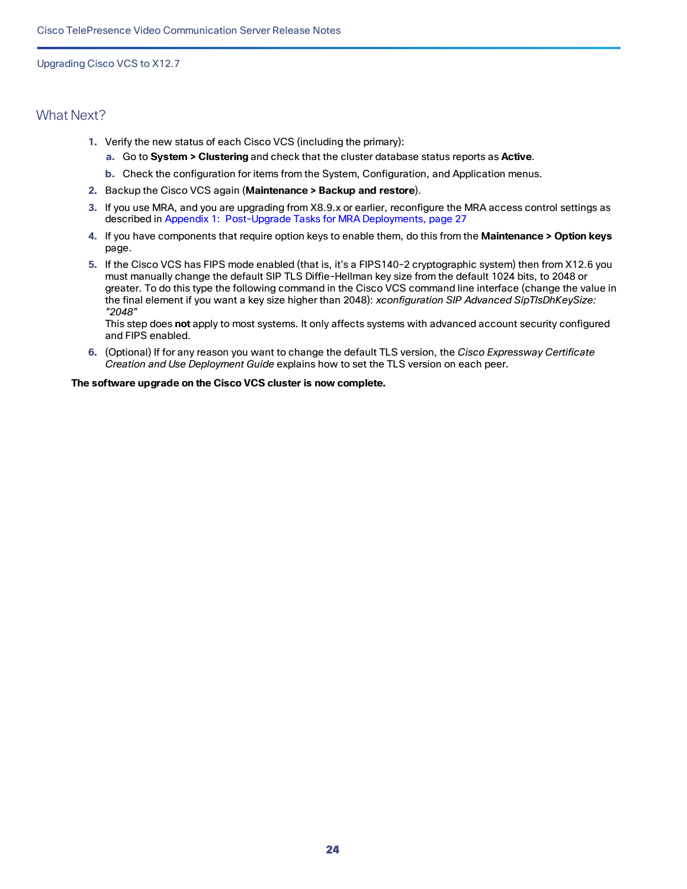## What Next?

1. Verify the new status of each Cisco VCS (including the primary):
   a. Go to **System > Clustering** and check that the cluster database status reports as **Active**.
   b. Check the configuration for items from the System, Configuration, and Application menus.
2. Backup the Cisco VCS again (**Maintenance > Backup and restore**).
3. If you use MRA, and you are upgrading from X8.9.x or earlier, reconfigure the MRA access control settings as described in Appendix 1: Post-Upgrade Tasks for MRA Deployments, page 27
4. If you have components that require option keys to enable them, do this from the **Maintenance > Option keys** page.
5. If the Cisco VCS has FIPS mode enabled (that is, it's a FIPS140-2 cryptographic system) then from X12.6 you must manually change the default SIP TLS Diffie-Hellman key size from the default 1024 bits, to 2048 or greater. To do this type the following command in the Cisco VCS command line interface (change the value in the final element if you want a key size higher than 2048): *xconfiguration SIP Advanced SipTlsDhKeySize: "2048"*
   This step does **not** apply to most systems. It only affects systems with advanced account security configured and FIPS enabled.
6. (Optional) If for any reason you want to change the default TLS version, the *Cisco Expressway Certificate Creation and Use Deployment Guide* explains how to set the TLS version on each peer.

**The software upgrade on the Cisco VCS cluster is now complete.**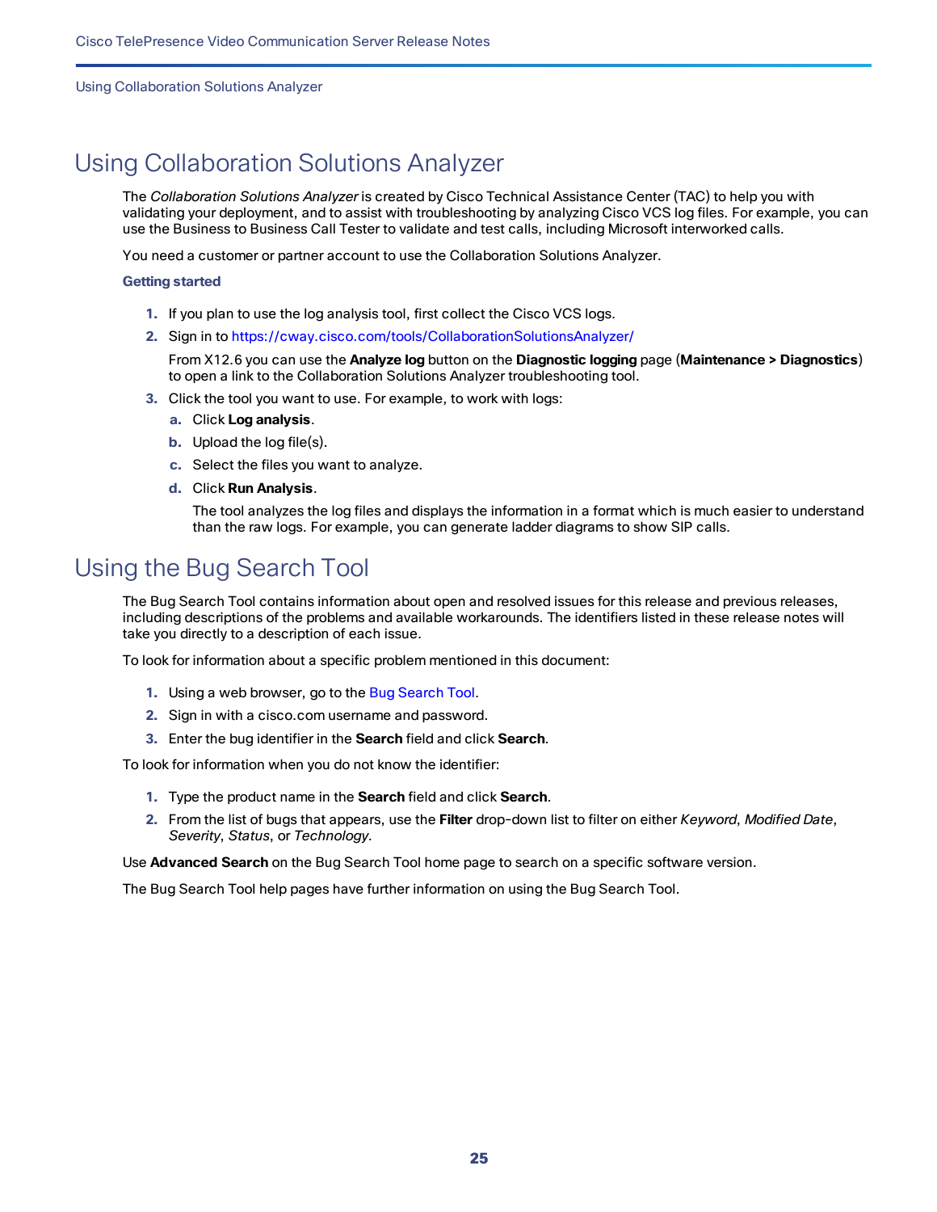# Using Collaboration Solutions Analyzer

The *Collaboration Solutions Analyzer* is created by Cisco Technical Assistance Center (TAC) to help you with validating your deployment, and to assist with troubleshooting by analyzing Cisco VCS log files. For example, you can use the Business to Business Call Tester to validate and test calls, including Microsoft interworked calls.

You need a customer or partner account to use the Collaboration Solutions Analyzer.

### Getting started

1. If you plan to use the log analysis tool, first collect the Cisco VCS logs.
2. Sign in to https://cway.cisco.com/tools/CollaborationSolutionsAnalyzer/

   From X12.6 you can use the **Analyze log** button on the **Diagnostic logging** page (**Maintenance > Diagnostics**) to open a link to the Collaboration Solutions Analyzer troubleshooting tool.
3. Click the tool you want to use. For example, to work with logs:
   a. Click **Log analysis**.
   b. Upload the log file(s).
   c. Select the files you want to analyze.
   d. Click **Run Analysis**.

      The tool analyzes the log files and displays the information in a format which is much easier to understand than the raw logs. For example, you can generate ladder diagrams to show SIP calls.

# Using the Bug Search Tool

The Bug Search Tool contains information about open and resolved issues for this release and previous releases, including descriptions of the problems and available workarounds. The identifiers listed in these release notes will take you directly to a description of each issue.

To look for information about a specific problem mentioned in this document:

1. Using a web browser, go to the Bug Search Tool.
2. Sign in with a cisco.com username and password.
3. Enter the bug identifier in the **Search** field and click **Search**.

To look for information when you do not know the identifier:

1. Type the product name in the **Search** field and click **Search**.
2. From the list of bugs that appears, use the **Filter** drop-down list to filter on either *Keyword*, *Modified Date*, *Severity*, *Status*, or *Technology*.

Use **Advanced Search** on the Bug Search Tool home page to search on a specific software version.

The Bug Search Tool help pages have further information on using the Bug Search Tool.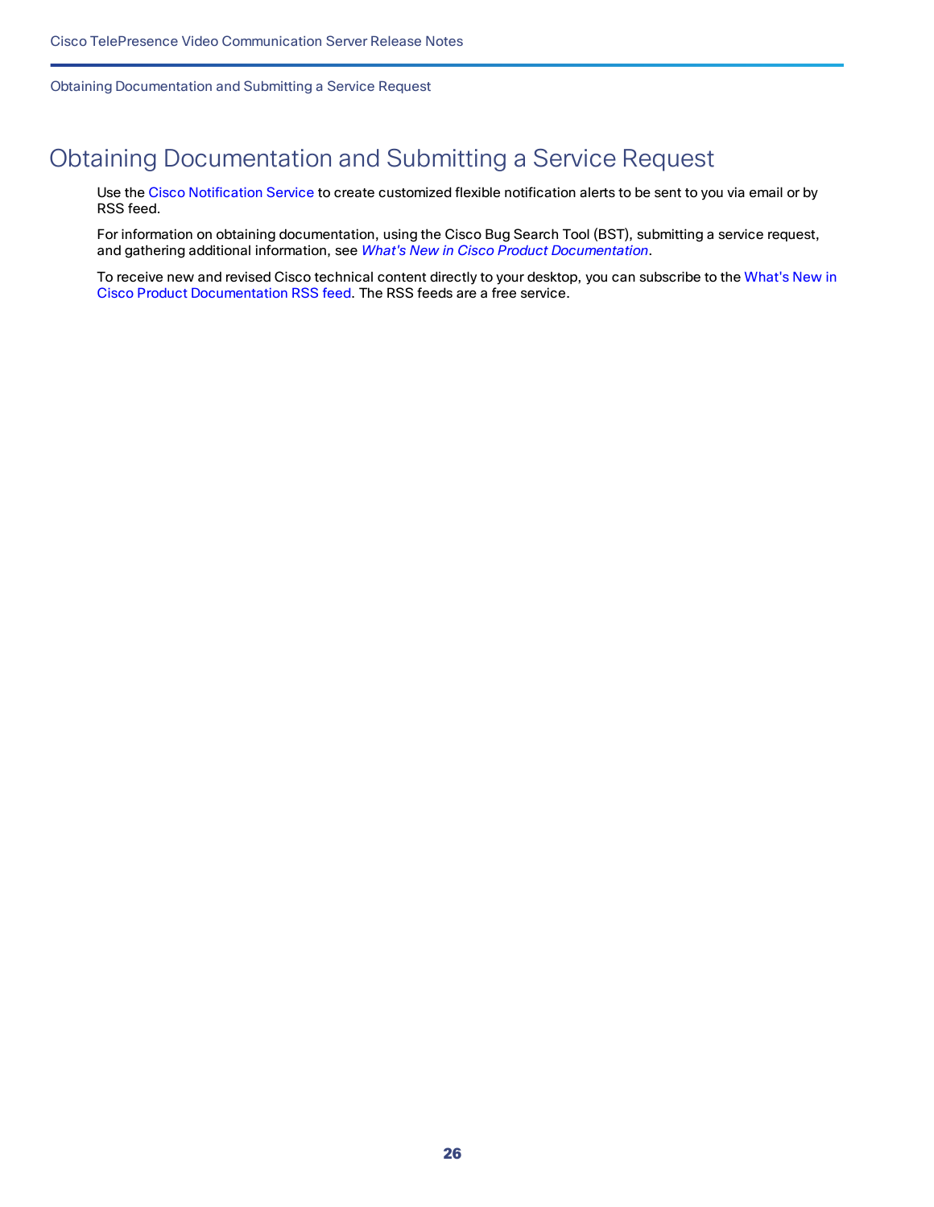# Obtaining Documentation and Submitting a Service Request

Use the Cisco Notification Service to create customized flexible notification alerts to be sent to you via email or by RSS feed.

For information on obtaining documentation, using the Cisco Bug Search Tool (BST), submitting a service request, and gathering additional information, see *What's New in Cisco Product Documentation*.

To receive new and revised Cisco technical content directly to your desktop, you can subscribe to the What's New in Cisco Product Documentation RSS feed. The RSS feeds are a free service.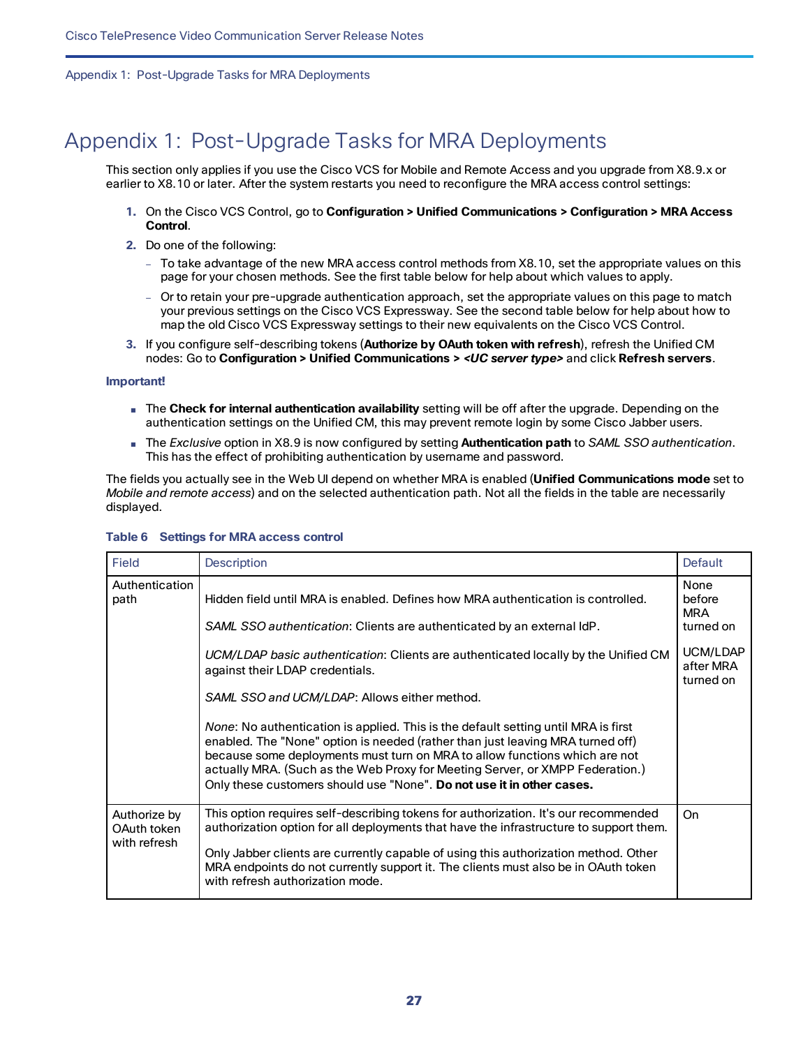# Appendix 1: Post-Upgrade Tasks for MRA Deployments

This section only applies if you use the Cisco VCS for Mobile and Remote Access and you upgrade from X8.9.x or earlier to X8.10 or later. After the system restarts you need to reconfigure the MRA access control settings:

1. On the Cisco VCS Control, go to **Configuration > Unified Communications > Configuration > MRA Access Control**.
2. Do one of the following:
   - To take advantage of the new MRA access control methods from X8.10, set the appropriate values on this page for your chosen methods. See the first table below for help about which values to apply.
   - Or to retain your pre-upgrade authentication approach, set the appropriate values on this page to match your previous settings on the Cisco VCS Expressway. See the second table below for help about how to map the old Cisco VCS Expressway settings to their new equivalents on the Cisco VCS Control.
3. If you configure self-describing tokens (**Authorize by OAuth token with refresh**), refresh the Unified CM nodes: Go to **Configuration > Unified Communications >** ***<UC server type>*** and click **Refresh servers**.

**Important!**

- The **Check for internal authentication availability** setting will be off after the upgrade. Depending on the authentication settings on the Unified CM, this may prevent remote login by some Cisco Jabber users.
- The *Exclusive* option in X8.9 is now configured by setting **Authentication path** to *SAML SSO authentication*. This has the effect of prohibiting authentication by username and password.

The fields you actually see in the Web UI depend on whether MRA is enabled (**Unified Communications mode** set to *Mobile and remote access*) and on the selected authentication path. Not all the fields in the table are necessarily displayed.

**Table 6 Settings for MRA access control**

| Field | Description | Default |
|---|---|---|
| Authentication path | Hidden field until MRA is enabled. Defines how MRA authentication is controlled.<br><br>*SAML SSO authentication*: Clients are authenticated by an external IdP.<br><br>*UCM/LDAP basic authentication*: Clients are authenticated locally by the Unified CM against their LDAP credentials.<br><br>*SAML SSO and UCM/LDAP*: Allows either method.<br><br>*None*: No authentication is applied. This is the default setting until MRA is first enabled. The "None" option is needed (rather than just leaving MRA turned off) because some deployments must turn on MRA to allow functions which are not actually MRA. (Such as the Web Proxy for Meeting Server, or XMPP Federation.) Only these customers should use "None". **Do not use it in other cases.** | None before MRA turned on<br><br>UCM/LDAP after MRA turned on |
| Authorize by OAuth token with refresh | This option requires self-describing tokens for authorization. It's our recommended authorization option for all deployments that have the infrastructure to support them.<br><br>Only Jabber clients are currently capable of using this authorization method. Other MRA endpoints do not currently support it. The clients must also be in OAuth token with refresh authorization mode. | On |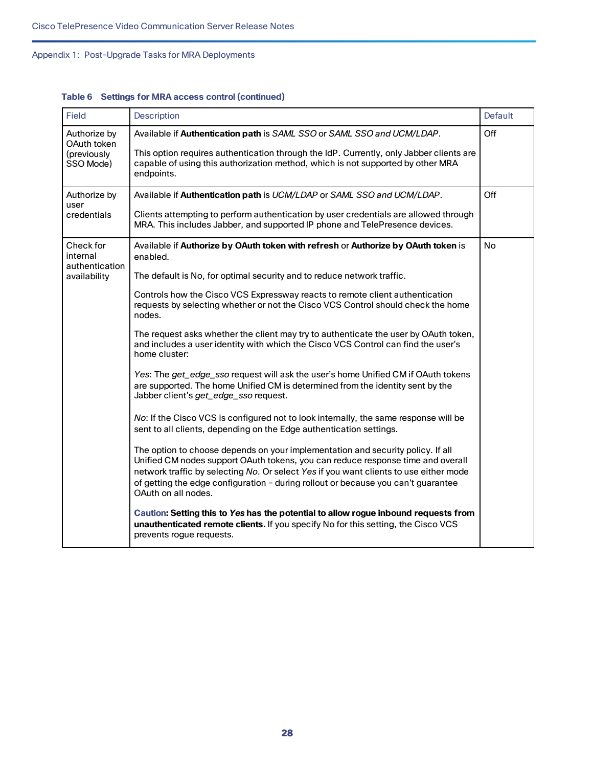**Table 6 Settings for MRA access control (continued)**

| Field | Description | Default |
|---|---|---|
| Authorize by OAuth token (previously SSO Mode) | Available if **Authentication path** is *SAML SSO* or *SAML SSO and UCM/LDAP*.<br><br>This option requires authentication through the IdP. Currently, only Jabber clients are capable of using this authorization method, which is not supported by other MRA endpoints. | Off |
| Authorize by user credentials | Available if **Authentication path** is *UCM/LDAP* or *SAML SSO and UCM/LDAP*.<br><br>Clients attempting to perform authentication by user credentials are allowed through MRA. This includes Jabber, and supported IP phone and TelePresence devices. | Off |
| Check for internal authentication availability | Available if **Authorize by OAuth token with refresh** or **Authorize by OAuth token** is enabled.<br><br>The default is No, for optimal security and to reduce network traffic.<br><br>Controls how the Cisco VCS Expressway reacts to remote client authentication requests by selecting whether or not the Cisco VCS Control should check the home nodes.<br><br>The request asks whether the client may try to authenticate the user by OAuth token, and includes a user identity with which the Cisco VCS Control can find the user's home cluster:<br><br>*Yes*: The *get_edge_sso* request will ask the user's home Unified CM if OAuth tokens are supported. The home Unified CM is determined from the identity sent by the Jabber client's *get_edge_sso* request.<br><br>*No*: If the Cisco VCS is configured not to look internally, the same response will be sent to all clients, depending on the Edge authentication settings.<br><br>The option to choose depends on your implementation and security policy. If all Unified CM nodes support OAuth tokens, you can reduce response time and overall network traffic by selecting *No*. Or select *Yes* if you want clients to use either mode of getting the edge configuration - during rollout or because you can't guarantee OAuth on all nodes.<br><br>**Caution: Setting this to *Yes* has the potential to allow rogue inbound requests from unauthenticated remote clients.** If you specify No for this setting, the Cisco VCS prevents rogue requests. | No |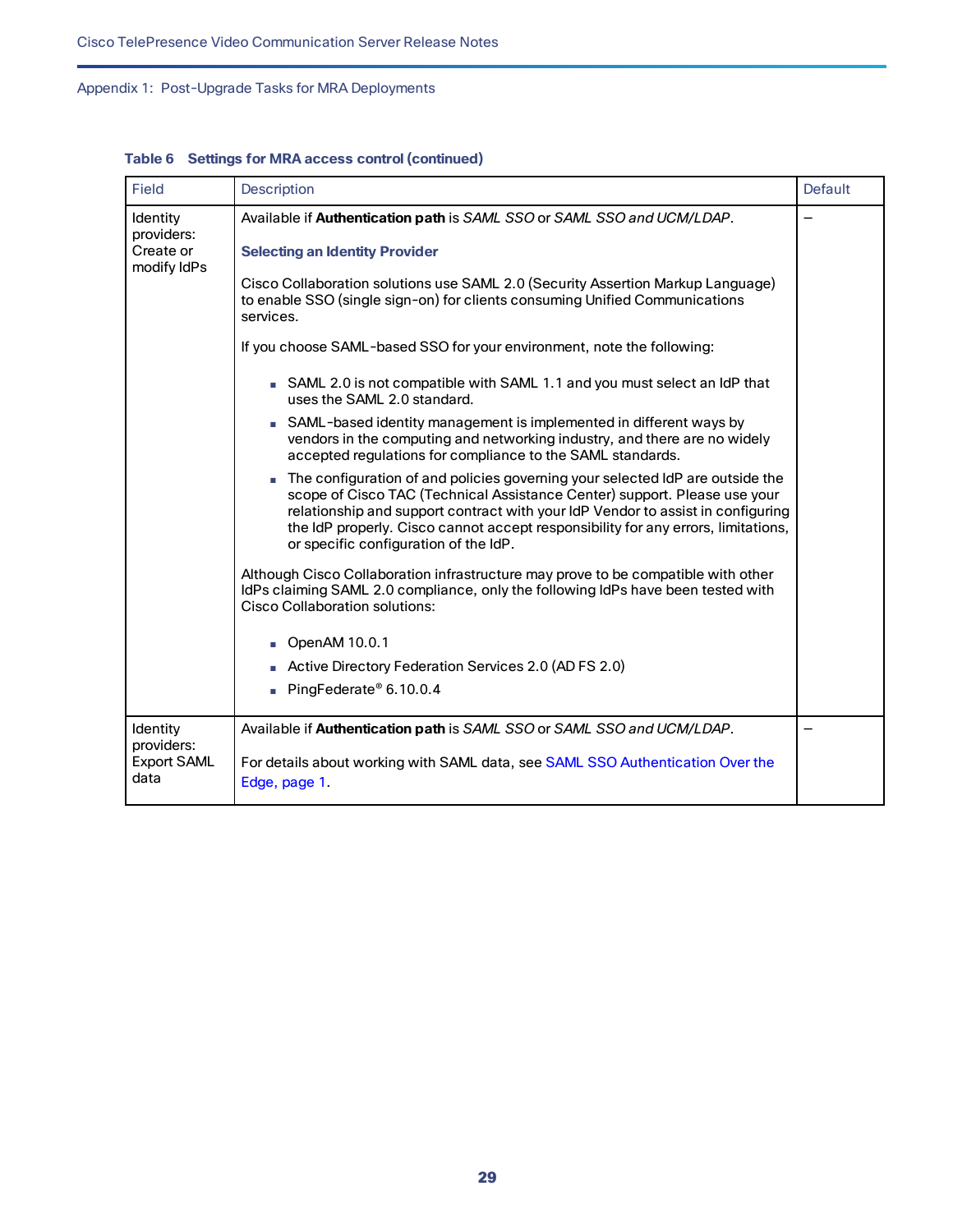**Table 6 Settings for MRA access control (continued)**

| Field | Description | Default |
|---|---|---|
| Identity providers: Create or modify IdPs | Available if **Authentication path** is *SAML SSO* or *SAML SSO and UCM/LDAP*.<br><br>**Selecting an Identity Provider**<br><br>Cisco Collaboration solutions use SAML 2.0 (Security Assertion Markup Language) to enable SSO (single sign-on) for clients consuming Unified Communications services.<br><br>If you choose SAML-based SSO for your environment, note the following:<br><br>■ SAML 2.0 is not compatible with SAML 1.1 and you must select an IdP that uses the SAML 2.0 standard.<br>■ SAML-based identity management is implemented in different ways by vendors in the computing and networking industry, and there are no widely accepted regulations for compliance to the SAML standards.<br>■ The configuration of and policies governing your selected IdP are outside the scope of Cisco TAC (Technical Assistance Center) support. Please use your relationship and support contract with your IdP Vendor to assist in configuring the IdP properly. Cisco cannot accept responsibility for any errors, limitations, or specific configuration of the IdP.<br><br>Although Cisco Collaboration infrastructure may prove to be compatible with other IdPs claiming SAML 2.0 compliance, only the following IdPs have been tested with Cisco Collaboration solutions:<br><br>■ OpenAM 10.0.1<br>■ Active Directory Federation Services 2.0 (AD FS 2.0)<br>■ PingFederate® 6.10.0.4 | – |
| Identity providers: Export SAML data | Available if **Authentication path** is *SAML SSO* or *SAML SSO and UCM/LDAP*.<br><br>For details about working with SAML data, see SAML SSO Authentication Over the Edge, page 1. | – |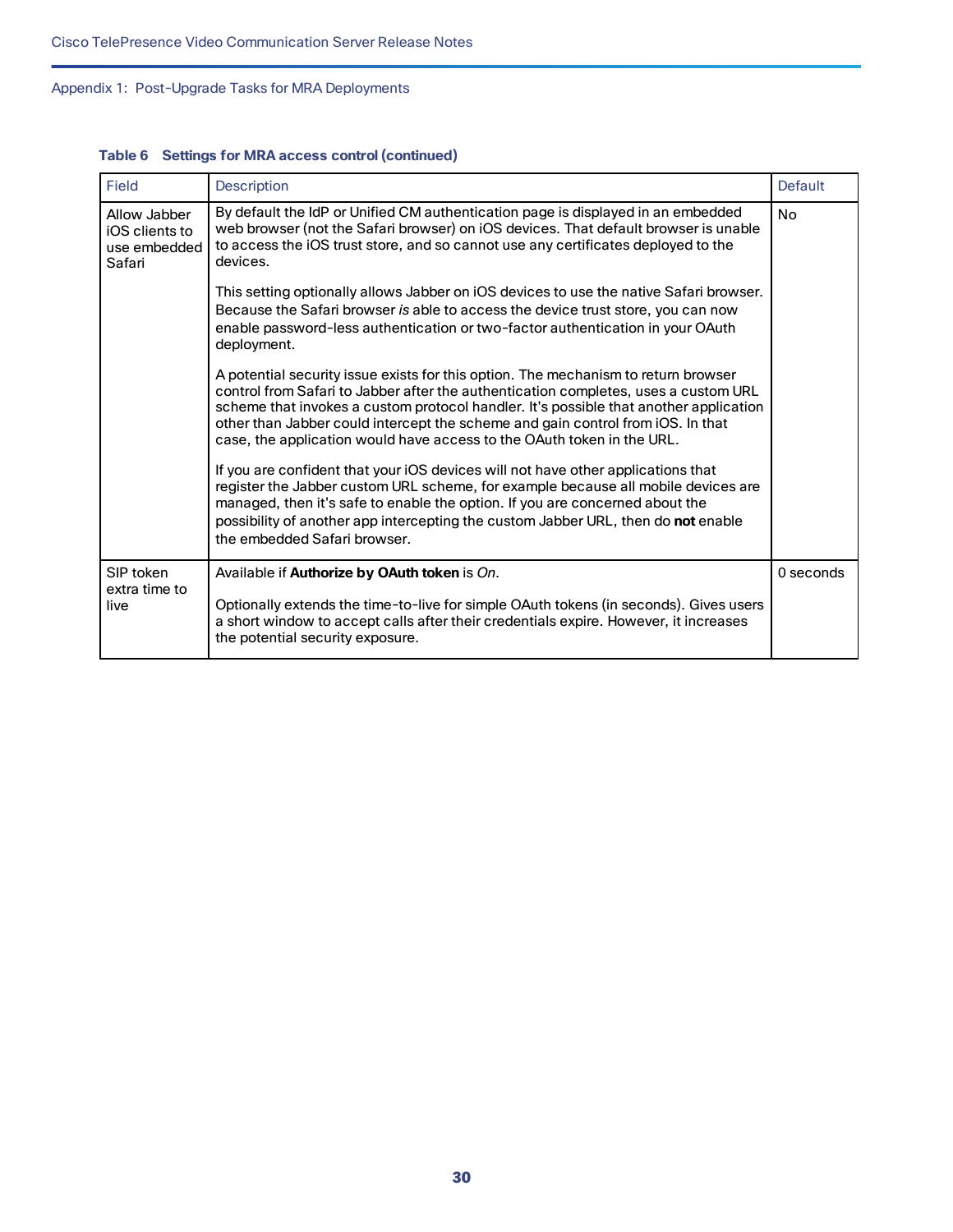**Table 6 Settings for MRA access control (continued)**

| Field | Description | Default |
|---|---|---|
| Allow Jabber iOS clients to use embedded Safari | By default the IdP or Unified CM authentication page is displayed in an embedded web browser (not the Safari browser) on iOS devices. That default browser is unable to access the iOS trust store, and so cannot use any certificates deployed to the devices.<br><br>This setting optionally allows Jabber on iOS devices to use the native Safari browser. Because the Safari browser *is* able to access the device trust store, you can now enable password-less authentication or two-factor authentication in your OAuth deployment.<br><br>A potential security issue exists for this option. The mechanism to return browser control from Safari to Jabber after the authentication completes, uses a custom URL scheme that invokes a custom protocol handler. It's possible that another application other than Jabber could intercept the scheme and gain control from iOS. In that case, the application would have access to the OAuth token in the URL.<br><br>If you are confident that your iOS devices will not have other applications that register the Jabber custom URL scheme, for example because all mobile devices are managed, then it's safe to enable the option. If you are concerned about the possibility of another app intercepting the custom Jabber URL, then do **not** enable the embedded Safari browser. | No |
| SIP token extra time to live | Available if **Authorize by OAuth token** is *On*.<br><br>Optionally extends the time-to-live for simple OAuth tokens (in seconds). Gives users a short window to accept calls after their credentials expire. However, it increases the potential security exposure. | 0 seconds |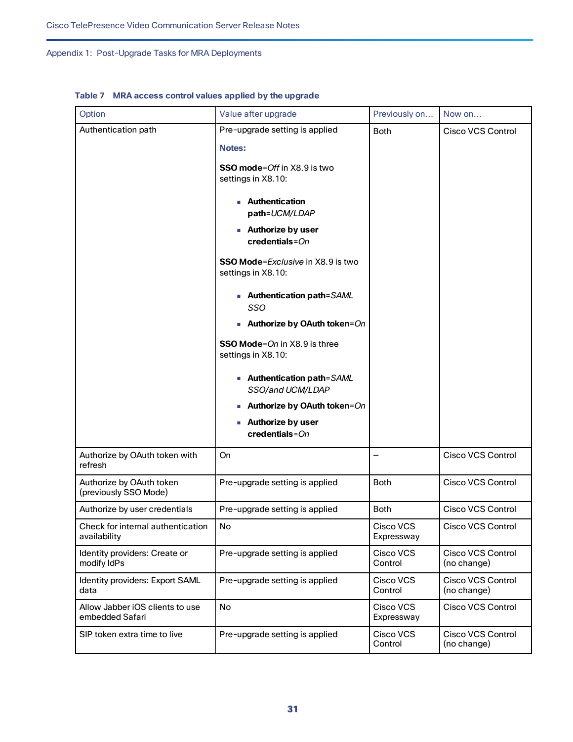**Table 7 MRA access control values applied by the upgrade**

| Option | Value after upgrade | Previously on… | Now on… |
|---|---|---|---|
| Authentication path | Pre-upgrade setting is applied<br><br>**Notes:**<br><br>**SSO mode**=*Off* in X8.9 is two settings in X8.10:<br>■ **Authentication path**=*UCM/LDAP*<br>■ **Authorize by user credentials**=*On*<br><br>**SSO Mode**=*Exclusive* in X8.9 is two settings in X8.10:<br>■ **Authentication path**=*SAML SSO*<br>■ **Authorize by OAuth token**=*On*<br><br>**SSO Mode**=*On* in X8.9 is three settings in X8.10:<br>■ **Authentication path**=*SAML SSO/and UCM/LDAP*<br>■ **Authorize by OAuth token**=*On*<br>■ **Authorize by user credentials**=*On* | Both | Cisco VCS Control |
| Authorize by OAuth token with refresh | On | – | Cisco VCS Control |
| Authorize by OAuth token (previously SSO Mode) | Pre-upgrade setting is applied | Both | Cisco VCS Control |
| Authorize by user credentials | Pre-upgrade setting is applied | Both | Cisco VCS Control |
| Check for internal authentication availability | No | Cisco VCS Expressway | Cisco VCS Control |
| Identity providers: Create or modify IdPs | Pre-upgrade setting is applied | Cisco VCS Control | Cisco VCS Control (no change) |
| Identity providers: Export SAML data | Pre-upgrade setting is applied | Cisco VCS Control | Cisco VCS Control (no change) |
| Allow Jabber iOS clients to use embedded Safari | No | Cisco VCS Expressway | Cisco VCS Control |
| SIP token extra time to live | Pre-upgrade setting is applied | Cisco VCS Control | Cisco VCS Control (no change) |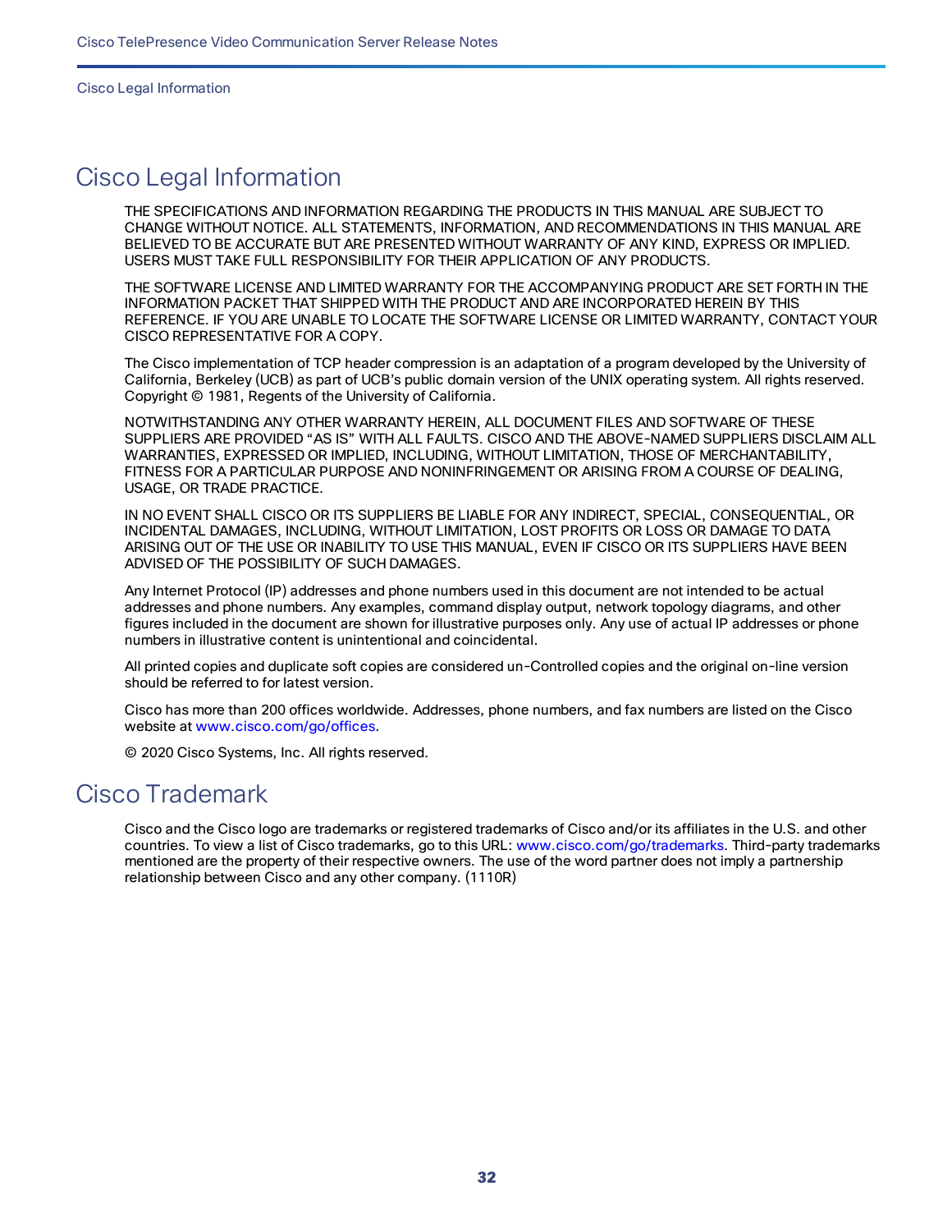# Cisco Legal Information

THE SPECIFICATIONS AND INFORMATION REGARDING THE PRODUCTS IN THIS MANUAL ARE SUBJECT TO CHANGE WITHOUT NOTICE. ALL STATEMENTS, INFORMATION, AND RECOMMENDATIONS IN THIS MANUAL ARE BELIEVED TO BE ACCURATE BUT ARE PRESENTED WITHOUT WARRANTY OF ANY KIND, EXPRESS OR IMPLIED. USERS MUST TAKE FULL RESPONSIBILITY FOR THEIR APPLICATION OF ANY PRODUCTS.

THE SOFTWARE LICENSE AND LIMITED WARRANTY FOR THE ACCOMPANYING PRODUCT ARE SET FORTH IN THE INFORMATION PACKET THAT SHIPPED WITH THE PRODUCT AND ARE INCORPORATED HEREIN BY THIS REFERENCE. IF YOU ARE UNABLE TO LOCATE THE SOFTWARE LICENSE OR LIMITED WARRANTY, CONTACT YOUR CISCO REPRESENTATIVE FOR A COPY.

The Cisco implementation of TCP header compression is an adaptation of a program developed by the University of California, Berkeley (UCB) as part of UCB's public domain version of the UNIX operating system. All rights reserved. Copyright © 1981, Regents of the University of California.

NOTWITHSTANDING ANY OTHER WARRANTY HEREIN, ALL DOCUMENT FILES AND SOFTWARE OF THESE SUPPLIERS ARE PROVIDED "AS IS" WITH ALL FAULTS. CISCO AND THE ABOVE-NAMED SUPPLIERS DISCLAIM ALL WARRANTIES, EXPRESSED OR IMPLIED, INCLUDING, WITHOUT LIMITATION, THOSE OF MERCHANTABILITY, FITNESS FOR A PARTICULAR PURPOSE AND NONINFRINGEMENT OR ARISING FROM A COURSE OF DEALING, USAGE, OR TRADE PRACTICE.

IN NO EVENT SHALL CISCO OR ITS SUPPLIERS BE LIABLE FOR ANY INDIRECT, SPECIAL, CONSEQUENTIAL, OR INCIDENTAL DAMAGES, INCLUDING, WITHOUT LIMITATION, LOST PROFITS OR LOSS OR DAMAGE TO DATA ARISING OUT OF THE USE OR INABILITY TO USE THIS MANUAL, EVEN IF CISCO OR ITS SUPPLIERS HAVE BEEN ADVISED OF THE POSSIBILITY OF SUCH DAMAGES.

Any Internet Protocol (IP) addresses and phone numbers used in this document are not intended to be actual addresses and phone numbers. Any examples, command display output, network topology diagrams, and other figures included in the document are shown for illustrative purposes only. Any use of actual IP addresses or phone numbers in illustrative content is unintentional and coincidental.

All printed copies and duplicate soft copies are considered un-Controlled copies and the original on-line version should be referred to for latest version.

Cisco has more than 200 offices worldwide. Addresses, phone numbers, and fax numbers are listed on the Cisco website at www.cisco.com/go/offices.

© 2020 Cisco Systems, Inc. All rights reserved.

# Cisco Trademark

Cisco and the Cisco logo are trademarks or registered trademarks of Cisco and/or its affiliates in the U.S. and other countries. To view a list of Cisco trademarks, go to this URL: www.cisco.com/go/trademarks. Third-party trademarks mentioned are the property of their respective owners. The use of the word partner does not imply a partnership relationship between Cisco and any other company. (1110R)